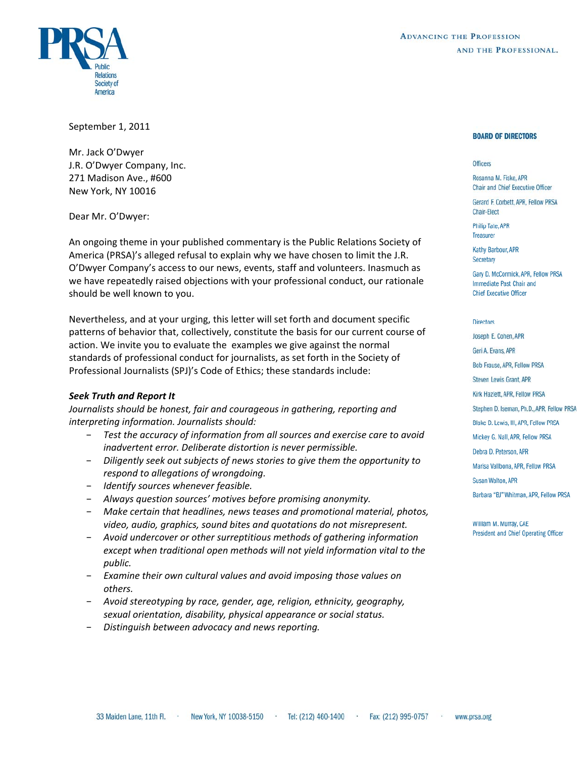PRSA Public Relations Society of America

ADVANCING THE PROFESSION AND THE PROFESSIONAL.

**BOARD OF DIRECTORS**

Officers

Rosanna M. Fiske, APR
Chair and Chief Executive Officer

Gerard F. Corbett, APR, Fellow PRSA
Chair-Elect

Philip Tate, APR
Treasurer

Kathy Barbour, APR
Secretary

Gary D. McCormick, APR, Fellow PRSA
Immediate Past Chair and Chief Executive Officer

Directors

Joseph E. Cohen, APR

Geri A. Evans, APR

Bob Frause, APR, Fellow PRSA

Steven Lewis Grant, APR

Kirk Hazlett, APR, Fellow PRSA

Stephen D. Iseman, Ph.D., APR, Fellow PRSA

Blake D. Lewis, III, APR, Fellow PRSA

Mickey G. Nall, APR, Fellow PRSA

Debra D. Peterson, APR

Marisa Vallbona, APR, Fellow PRSA

Susan Walton, APR

Barbara "BJ" Whitman, APR, Fellow PRSA

William M. Murray, CAE
President and Chief Operating Officer

September 1, 2011

Mr. Jack O'Dwyer
J.R. O'Dwyer Company, Inc.
271 Madison Ave., #600
New York, NY 10016

Dear Mr. O'Dwyer:

An ongoing theme in your published commentary is the Public Relations Society of America (PRSA)'s alleged refusal to explain why we have chosen to limit the J.R. O'Dwyer Company's access to our news, events, staff and volunteers. Inasmuch as we have repeatedly raised objections with your professional conduct, our rationale should be well known to you.

Nevertheless, and at your urging, this letter will set forth and document specific patterns of behavior that, collectively, constitute the basis for our current course of action. We invite you to evaluate the examples we give against the normal standards of professional conduct for journalists, as set forth in the Society of Professional Journalists (SPJ)'s Code of Ethics; these standards include:

***Seek Truth and Report It***

*Journalists should be honest, fair and courageous in gathering, reporting and interpreting information. Journalists should:*

- *Test the accuracy of information from all sources and exercise care to avoid inadvertent error. Deliberate distortion is never permissible.*
- *Diligently seek out subjects of news stories to give them the opportunity to respond to allegations of wrongdoing.*
- *Identify sources whenever feasible.*
- *Always question sources' motives before promising anonymity.*
- *Make certain that headlines, news teases and promotional material, photos, video, audio, graphics, sound bites and quotations do not misrepresent.*
- *Avoid undercover or other surreptitious methods of gathering information except when traditional open methods will not yield information vital to the public.*
- *Examine their own cultural values and avoid imposing those values on others.*
- *Avoid stereotyping by race, gender, age, religion, ethnicity, geography, sexual orientation, disability, physical appearance or social status.*
- *Distinguish between advocacy and news reporting.*

33 Maiden Lane, 11th Fl. · New York, NY 10038-5150 · Tel: (212) 460-1400 · Fax: (212) 995-0757 · www.prsa.org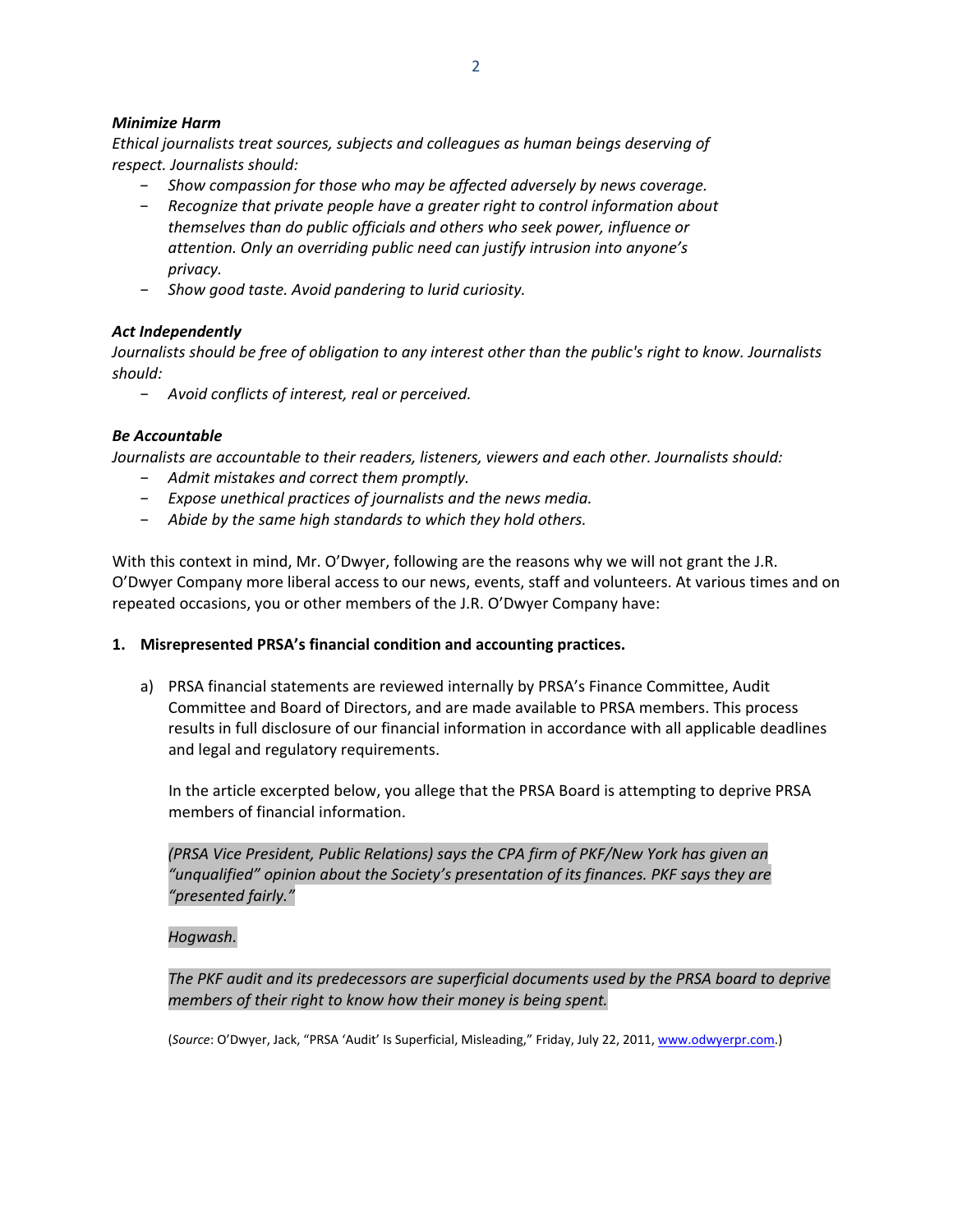***Minimize Harm***

*Ethical journalists treat sources, subjects and colleagues as human beings deserving of respect. Journalists should:*

- *Show compassion for those who may be affected adversely by news coverage.*
- *Recognize that private people have a greater right to control information about themselves than do public officials and others who seek power, influence or attention. Only an overriding public need can justify intrusion into anyone's privacy.*
- *Show good taste. Avoid pandering to lurid curiosity.*

***Act Independently***

*Journalists should be free of obligation to any interest other than the public's right to know. Journalists should:*

- *Avoid conflicts of interest, real or perceived.*

***Be Accountable***

*Journalists are accountable to their readers, listeners, viewers and each other. Journalists should:*

- *Admit mistakes and correct them promptly.*
- *Expose unethical practices of journalists and the news media.*
- *Abide by the same high standards to which they hold others.*

With this context in mind, Mr. O'Dwyer, following are the reasons why we will not grant the J.R. O'Dwyer Company more liberal access to our news, events, staff and volunteers. At various times and on repeated occasions, you or other members of the J.R. O'Dwyer Company have:

**1. Misrepresented PRSA's financial condition and accounting practices.**

a) PRSA financial statements are reviewed internally by PRSA's Finance Committee, Audit Committee and Board of Directors, and are made available to PRSA members. This process results in full disclosure of our financial information in accordance with all applicable deadlines and legal and regulatory requirements.

In the article excerpted below, you allege that the PRSA Board is attempting to deprive PRSA members of financial information.

*(PRSA Vice President, Public Relations) says the CPA firm of PKF/New York has given an "unqualified" opinion about the Society's presentation of its finances. PKF says they are "presented fairly."*

*Hogwash.*

*The PKF audit and its predecessors are superficial documents used by the PRSA board to deprive members of their right to know how their money is being spent.*

(*Source*: O'Dwyer, Jack, "PRSA 'Audit' Is Superficial, Misleading," Friday, July 22, 2011, www.odwyerpr.com.)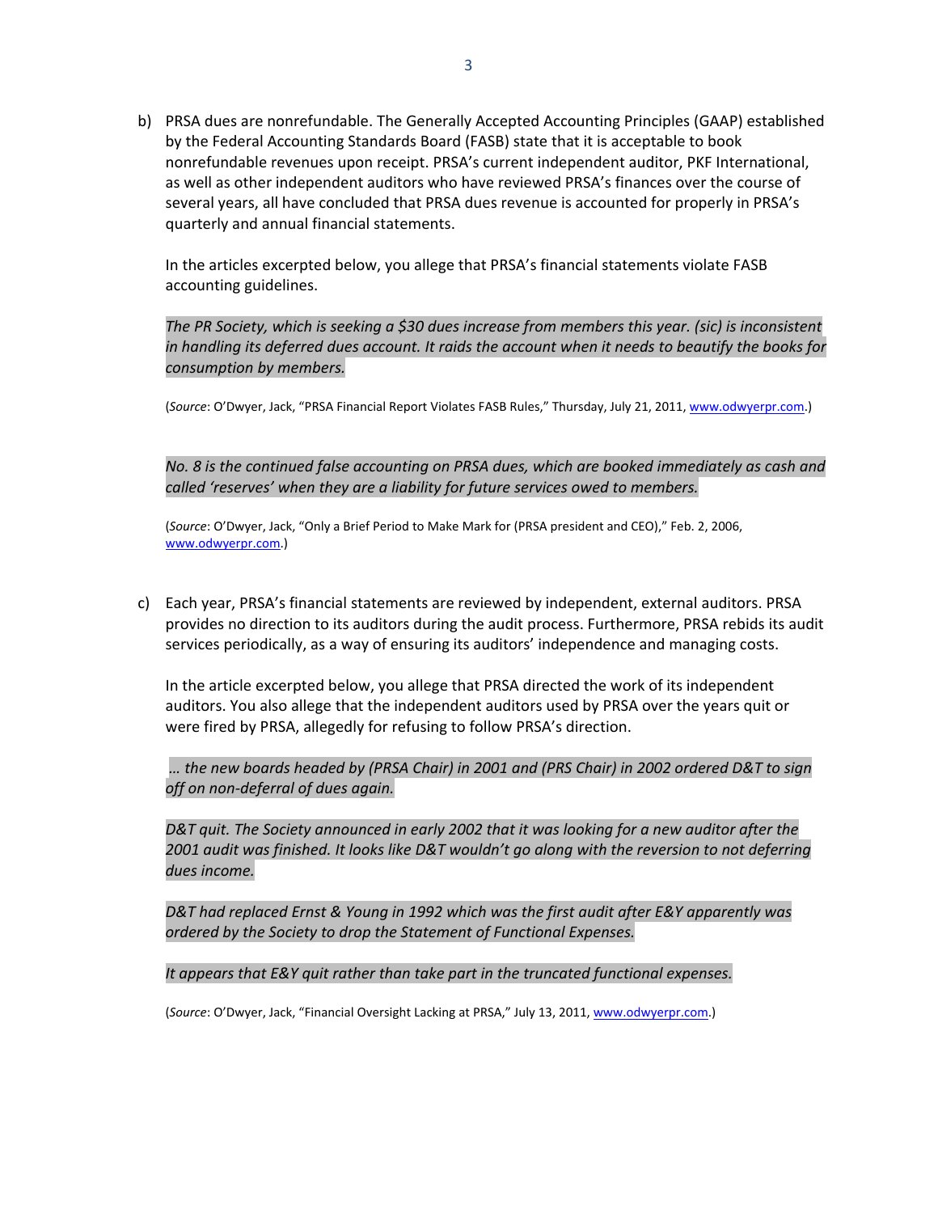b) PRSA dues are nonrefundable. The Generally Accepted Accounting Principles (GAAP) established by the Federal Accounting Standards Board (FASB) state that it is acceptable to book nonrefundable revenues upon receipt. PRSA's current independent auditor, PKF International, as well as other independent auditors who have reviewed PRSA's finances over the course of several years, all have concluded that PRSA dues revenue is accounted for properly in PRSA's quarterly and annual financial statements.

   In the articles excerpted below, you allege that PRSA's financial statements violate FASB accounting guidelines.

   *The PR Society, which is seeking a $30 dues increase from members this year. (sic) is inconsistent in handling its deferred dues account. It raids the account when it needs to beautify the books for consumption by members.*

   (*Source*: O'Dwyer, Jack, "PRSA Financial Report Violates FASB Rules," Thursday, July 21, 2011, www.odwyerpr.com.)

   *No. 8 is the continued false accounting on PRSA dues, which are booked immediately as cash and called 'reserves' when they are a liability for future services owed to members.*

   (*Source*: O'Dwyer, Jack, "Only a Brief Period to Make Mark for (PRSA president and CEO)," Feb. 2, 2006, www.odwyerpr.com.)

c) Each year, PRSA's financial statements are reviewed by independent, external auditors. PRSA provides no direction to its auditors during the audit process. Furthermore, PRSA rebids its audit services periodically, as a way of ensuring its auditors' independence and managing costs.

   In the article excerpted below, you allege that PRSA directed the work of its independent auditors. You also allege that the independent auditors used by PRSA over the years quit or were fired by PRSA, allegedly for refusing to follow PRSA's direction.

   *… the new boards headed by (PRSA Chair) in 2001 and (PRS Chair) in 2002 ordered D&T to sign off on non-deferral of dues again.*

   *D&T quit. The Society announced in early 2002 that it was looking for a new auditor after the 2001 audit was finished. It looks like D&T wouldn't go along with the reversion to not deferring dues income.*

   *D&T had replaced Ernst & Young in 1992 which was the first audit after E&Y apparently was ordered by the Society to drop the Statement of Functional Expenses.*

   *It appears that E&Y quit rather than take part in the truncated functional expenses.*

   (*Source*: O'Dwyer, Jack, "Financial Oversight Lacking at PRSA," July 13, 2011, www.odwyerpr.com.)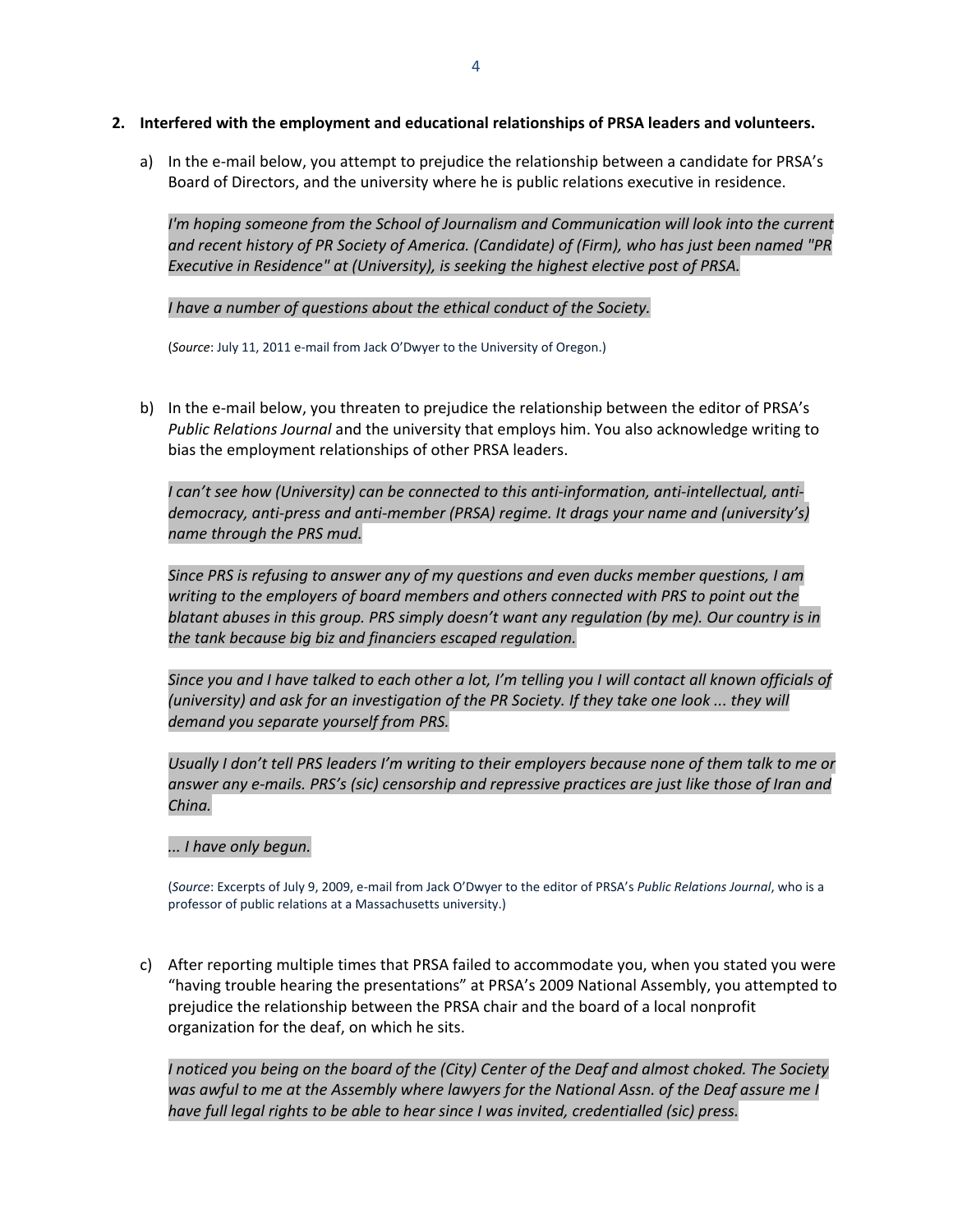**2. Interfered with the employment and educational relationships of PRSA leaders and volunteers.**

a) In the e-mail below, you attempt to prejudice the relationship between a candidate for PRSA's Board of Directors, and the university where he is public relations executive in residence.

> *I'm hoping someone from the School of Journalism and Communication will look into the current and recent history of PR Society of America. (Candidate) of (Firm), who has just been named "PR Executive in Residence" at (University), is seeking the highest elective post of PRSA.*
>
> *I have a number of questions about the ethical conduct of the Society.*
>
> (*Source*: July 11, 2011 e-mail from Jack O'Dwyer to the University of Oregon.)

b) In the e-mail below, you threaten to prejudice the relationship between the editor of PRSA's *Public Relations Journal* and the university that employs him. You also acknowledge writing to bias the employment relationships of other PRSA leaders.

> *I can't see how (University) can be connected to this anti-information, anti-intellectual, anti-democracy, anti-press and anti-member (PRSA) regime. It drags your name and (university's) name through the PRS mud.*
>
> *Since PRS is refusing to answer any of my questions and even ducks member questions, I am writing to the employers of board members and others connected with PRS to point out the blatant abuses in this group. PRS simply doesn't want any regulation (by me). Our country is in the tank because big biz and financiers escaped regulation.*
>
> *Since you and I have talked to each other a lot, I'm telling you I will contact all known officials of (university) and ask for an investigation of the PR Society. If they take one look ... they will demand you separate yourself from PRS.*
>
> *Usually I don't tell PRS leaders I'm writing to their employers because none of them talk to me or answer any e-mails. PRS's (sic) censorship and repressive practices are just like those of Iran and China.*
>
> *... I have only begun.*
>
> (*Source*: Excerpts of July 9, 2009, e-mail from Jack O'Dwyer to the editor of PRSA's *Public Relations Journal*, who is a professor of public relations at a Massachusetts university.)

c) After reporting multiple times that PRSA failed to accommodate you, when you stated you were "having trouble hearing the presentations" at PRSA's 2009 National Assembly, you attempted to prejudice the relationship between the PRSA chair and the board of a local nonprofit organization for the deaf, on which he sits.

> *I noticed you being on the board of the (City) Center of the Deaf and almost choked. The Society was awful to me at the Assembly where lawyers for the National Assn. of the Deaf assure me I have full legal rights to be able to hear since I was invited, credentialled (sic) press.*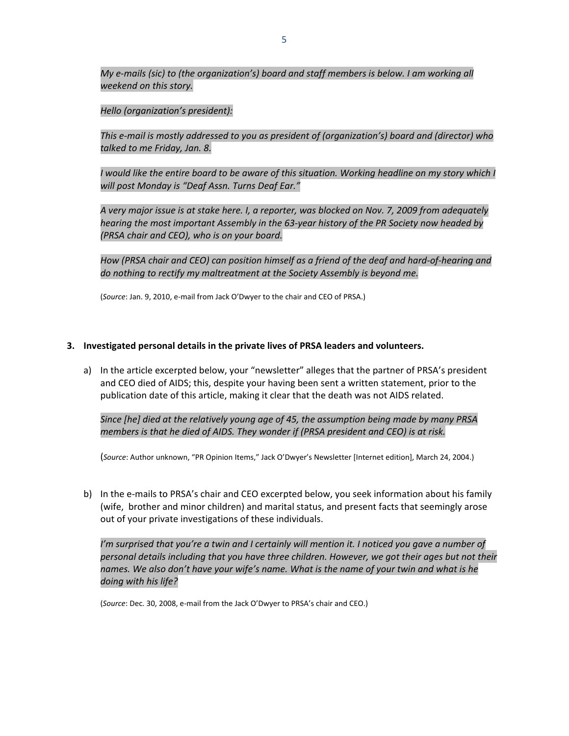*My e-mails (sic) to (the organization's) board and staff members is below. I am working all weekend on this story.*

*Hello (organization's president):*

*This e-mail is mostly addressed to you as president of (organization's) board and (director) who talked to me Friday, Jan. 8.*

*I would like the entire board to be aware of this situation. Working headline on my story which I will post Monday is "Deaf Assn. Turns Deaf Ear."*

*A very major issue is at stake here. I, a reporter, was blocked on Nov. 7, 2009 from adequately hearing the most important Assembly in the 63-year history of the PR Society now headed by (PRSA chair and CEO), who is on your board.*

*How (PRSA chair and CEO) can position himself as a friend of the deaf and hard-of-hearing and do nothing to rectify my maltreatment at the Society Assembly is beyond me.*

(*Source*: Jan. 9, 2010, e-mail from Jack O'Dwyer to the chair and CEO of PRSA.)

**3. Investigated personal details in the private lives of PRSA leaders and volunteers.**

a) In the article excerpted below, your "newsletter" alleges that the partner of PRSA's president and CEO died of AIDS; this, despite your having been sent a written statement, prior to the publication date of this article, making it clear that the death was not AIDS related.

*Since [he] died at the relatively young age of 45, the assumption being made by many PRSA members is that he died of AIDS. They wonder if (PRSA president and CEO) is at risk.*

(*Source*: Author unknown, "PR Opinion Items," Jack O'Dwyer's Newsletter [Internet edition], March 24, 2004.)

b) In the e-mails to PRSA's chair and CEO excerpted below, you seek information about his family (wife, brother and minor children) and marital status, and present facts that seemingly arose out of your private investigations of these individuals.

*I'm surprised that you're a twin and I certainly will mention it. I noticed you gave a number of personal details including that you have three children. However, we got their ages but not their names. We also don't have your wife's name. What is the name of your twin and what is he doing with his life?*

(*Source*: Dec. 30, 2008, e-mail from the Jack O'Dwyer to PRSA's chair and CEO.)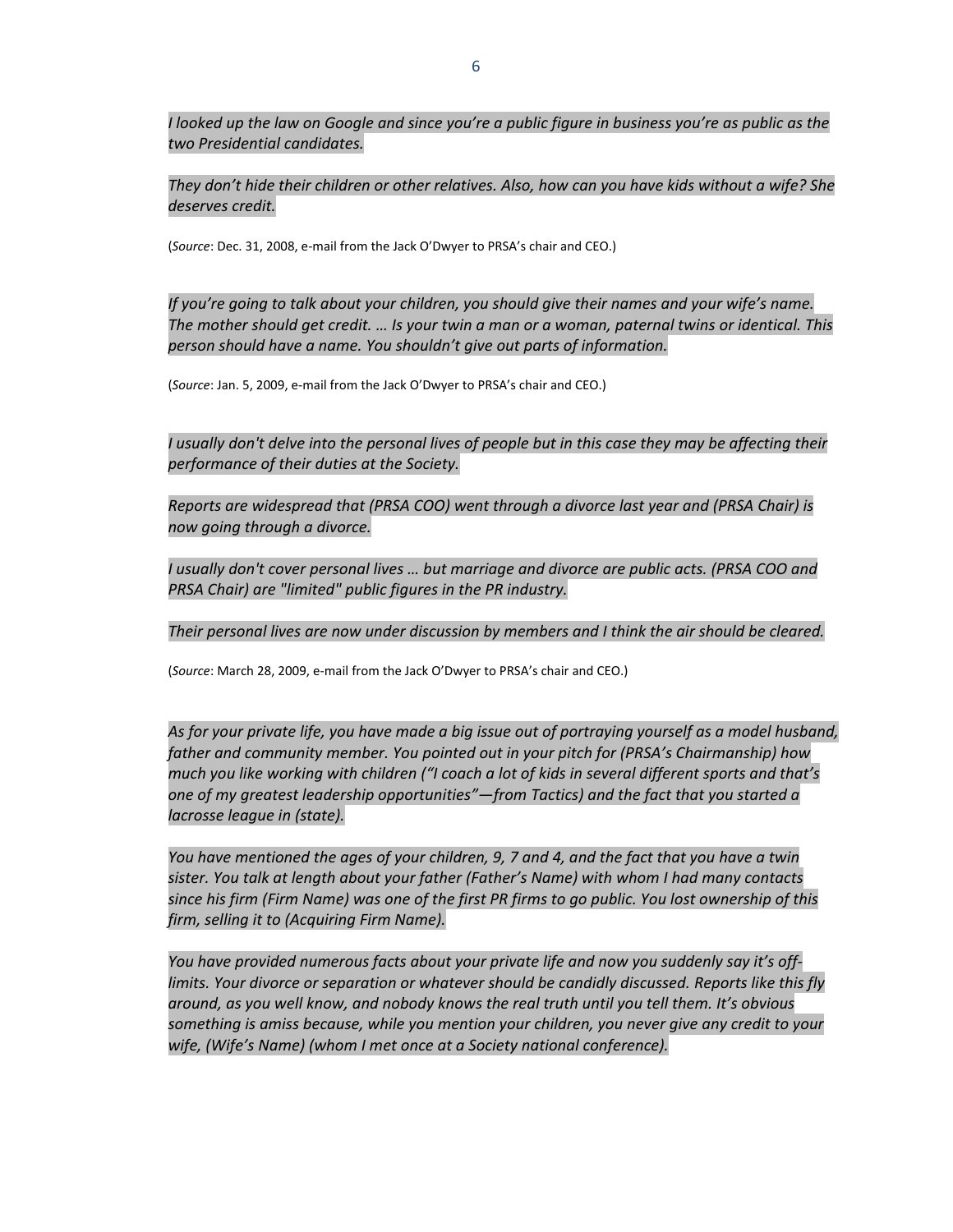*I looked up the law on Google and since you're a public figure in business you're as public as the two Presidential candidates.*

*They don't hide their children or other relatives. Also, how can you have kids without a wife? She deserves credit.*

(*Source*: Dec. 31, 2008, e-mail from the Jack O'Dwyer to PRSA's chair and CEO.)

*If you're going to talk about your children, you should give their names and your wife's name. The mother should get credit. … Is your twin a man or a woman, paternal twins or identical. This person should have a name. You shouldn't give out parts of information.*

(*Source*: Jan. 5, 2009, e-mail from the Jack O'Dwyer to PRSA's chair and CEO.)

*I usually don't delve into the personal lives of people but in this case they may be affecting their performance of their duties at the Society.*

*Reports are widespread that (PRSA COO) went through a divorce last year and (PRSA Chair) is now going through a divorce.*

*I usually don't cover personal lives … but marriage and divorce are public acts. (PRSA COO and PRSA Chair) are "limited" public figures in the PR industry.*

*Their personal lives are now under discussion by members and I think the air should be cleared.*

(*Source*: March 28, 2009, e-mail from the Jack O'Dwyer to PRSA's chair and CEO.)

*As for your private life, you have made a big issue out of portraying yourself as a model husband, father and community member. You pointed out in your pitch for (PRSA's Chairmanship) how much you like working with children ("I coach a lot of kids in several different sports and that's one of my greatest leadership opportunities"—from Tactics) and the fact that you started a lacrosse league in (state).*

*You have mentioned the ages of your children, 9, 7 and 4, and the fact that you have a twin sister. You talk at length about your father (Father's Name) with whom I had many contacts since his firm (Firm Name) was one of the first PR firms to go public. You lost ownership of this firm, selling it to (Acquiring Firm Name).*

*You have provided numerous facts about your private life and now you suddenly say it's off-limits. Your divorce or separation or whatever should be candidly discussed. Reports like this fly around, as you well know, and nobody knows the real truth until you tell them. It's obvious something is amiss because, while you mention your children, you never give any credit to your wife, (Wife's Name) (whom I met once at a Society national conference).*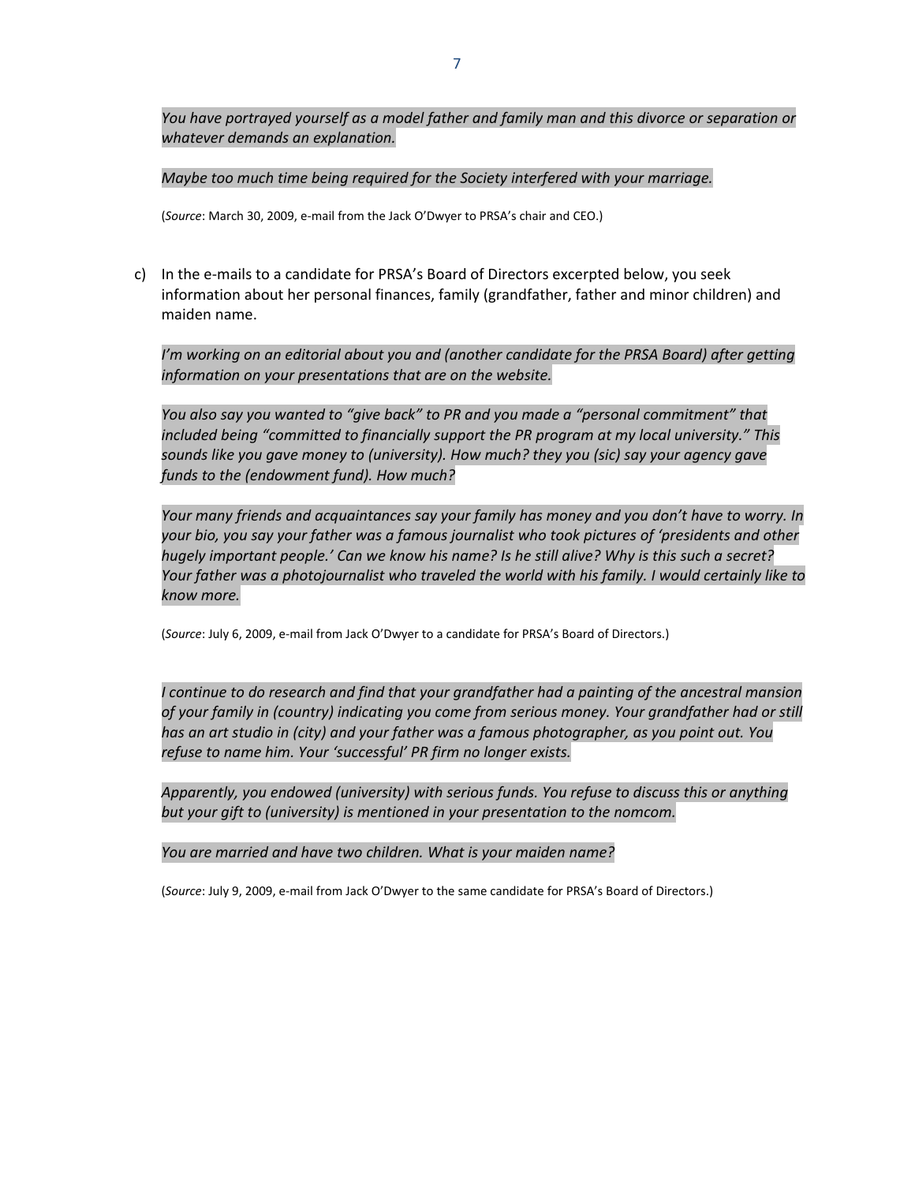*You have portrayed yourself as a model father and family man and this divorce or separation or whatever demands an explanation.*

*Maybe too much time being required for the Society interfered with your marriage.*

(*Source*: March 30, 2009, e-mail from the Jack O'Dwyer to PRSA's chair and CEO.)

c) In the e-mails to a candidate for PRSA's Board of Directors excerpted below, you seek information about her personal finances, family (grandfather, father and minor children) and maiden name.

   *I'm working on an editorial about you and (another candidate for the PRSA Board) after getting information on your presentations that are on the website.*

   *You also say you wanted to "give back" to PR and you made a "personal commitment" that included being "committed to financially support the PR program at my local university." This sounds like you gave money to (university). How much? they you (sic) say your agency gave funds to the (endowment fund). How much?*

   *Your many friends and acquaintances say your family has money and you don't have to worry. In your bio, you say your father was a famous journalist who took pictures of 'presidents and other hugely important people.' Can we know his name? Is he still alive? Why is this such a secret? Your father was a photojournalist who traveled the world with his family. I would certainly like to know more.*

   (*Source*: July 6, 2009, e-mail from Jack O'Dwyer to a candidate for PRSA's Board of Directors.)

   *I continue to do research and find that your grandfather had a painting of the ancestral mansion of your family in (country) indicating you come from serious money. Your grandfather had or still has an art studio in (city) and your father was a famous photographer, as you point out. You refuse to name him. Your 'successful' PR firm no longer exists.*

   *Apparently, you endowed (university) with serious funds. You refuse to discuss this or anything but your gift to (university) is mentioned in your presentation to the nomcom.*

   *You are married and have two children. What is your maiden name?*

   (*Source*: July 9, 2009, e-mail from Jack O'Dwyer to the same candidate for PRSA's Board of Directors.)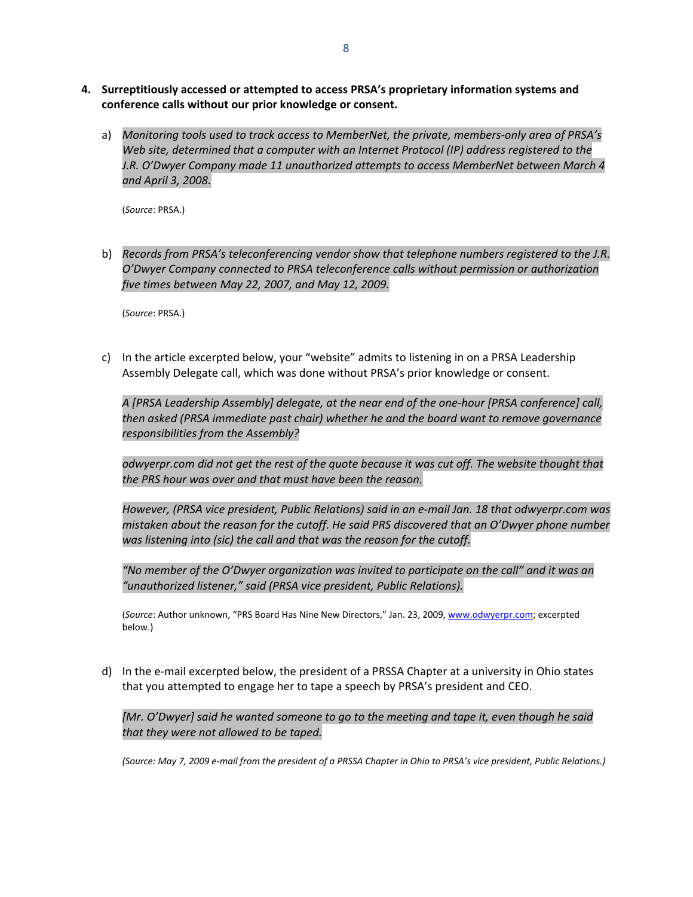4. **Surreptitiously accessed or attempted to access PRSA's proprietary information systems and conference calls without our prior knowledge or consent.**

   a) *Monitoring tools used to track access to MemberNet, the private, members-only area of PRSA's Web site, determined that a computer with an Internet Protocol (IP) address registered to the J.R. O'Dwyer Company made 11 unauthorized attempts to access MemberNet between March 4 and April 3, 2008.*

      (*Source*: PRSA.)

   b) *Records from PRSA's teleconferencing vendor show that telephone numbers registered to the J.R. O'Dwyer Company connected to PRSA teleconference calls without permission or authorization five times between May 22, 2007, and May 12, 2009.*

      (*Source*: PRSA.)

   c) In the article excerpted below, your "website" admits to listening in on a PRSA Leadership Assembly Delegate call, which was done without PRSA's prior knowledge or consent.

      *A [PRSA Leadership Assembly] delegate, at the near end of the one-hour [PRSA conference] call, then asked (PRSA immediate past chair) whether he and the board want to remove governance responsibilities from the Assembly?*

      *odwyerpr.com did not get the rest of the quote because it was cut off. The website thought that the PRS hour was over and that must have been the reason.*

      *However, (PRSA vice president, Public Relations) said in an e-mail Jan. 18 that odwyerpr.com was mistaken about the reason for the cutoff. He said PRS discovered that an O'Dwyer phone number was listening into (sic) the call and that was the reason for the cutoff.*

      *"No member of the O'Dwyer organization was invited to participate on the call" and it was an "unauthorized listener," said (PRSA vice president, Public Relations).*

      (*Source*: Author unknown, "PRS Board Has Nine New Directors," Jan. 23, 2009, www.odwyerpr.com; excerpted below.)

   d) In the e-mail excerpted below, the president of a PRSSA Chapter at a university in Ohio states that you attempted to engage her to tape a speech by PRSA's president and CEO.

      *[Mr. O'Dwyer] said he wanted someone to go to the meeting and tape it, even though he said that they were not allowed to be taped.*

      *(Source: May 7, 2009 e-mail from the president of a PRSSA Chapter in Ohio to PRSA's vice president, Public Relations.)*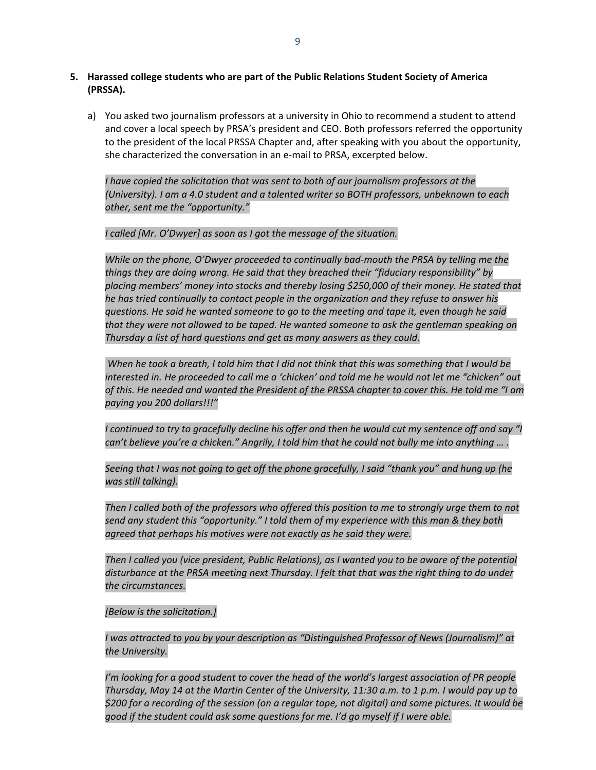5. **Harassed college students who are part of the Public Relations Student Society of America (PRSSA).**

   a) You asked two journalism professors at a university in Ohio to recommend a student to attend and cover a local speech by PRSA's president and CEO. Both professors referred the opportunity to the president of the local PRSSA Chapter and, after speaking with you about the opportunity, she characterized the conversation in an e-mail to PRSA, excerpted below.

   *I have copied the solicitation that was sent to both of our journalism professors at the (University). I am a 4.0 student and a talented writer so BOTH professors, unbeknown to each other, sent me the "opportunity."*

   *I called [Mr. O'Dwyer] as soon as I got the message of the situation.*

   *While on the phone, O'Dwyer proceeded to continually bad-mouth the PRSA by telling me the things they are doing wrong. He said that they breached their "fiduciary responsibility" by placing members' money into stocks and thereby losing $250,000 of their money. He stated that he has tried continually to contact people in the organization and they refuse to answer his questions. He said he wanted someone to go to the meeting and tape it, even though he said that they were not allowed to be taped. He wanted someone to ask the gentleman speaking on Thursday a list of hard questions and get as many answers as they could.*

   *When he took a breath, I told him that I did not think that this was something that I would be interested in. He proceeded to call me a 'chicken' and told me he would not let me "chicken" out of this. He needed and wanted the President of the PRSSA chapter to cover this. He told me "I am paying you 200 dollars!!!"*

   *I continued to try to gracefully decline his offer and then he would cut my sentence off and say "I can't believe you're a chicken." Angrily, I told him that he could not bully me into anything … .*

   *Seeing that I was not going to get off the phone gracefully, I said "thank you" and hung up (he was still talking).*

   *Then I called both of the professors who offered this position to me to strongly urge them to not send any student this "opportunity." I told them of my experience with this man & they both agreed that perhaps his motives were not exactly as he said they were.*

   *Then I called you (vice president, Public Relations), as I wanted you to be aware of the potential disturbance at the PRSA meeting next Thursday. I felt that that was the right thing to do under the circumstances.*

   *[Below is the solicitation.]*

   *I was attracted to you by your description as "Distinguished Professor of News (Journalism)" at the University.*

   *I'm looking for a good student to cover the head of the world's largest association of PR people Thursday, May 14 at the Martin Center of the University, 11:30 a.m. to 1 p.m. I would pay up to $200 for a recording of the session (on a regular tape, not digital) and some pictures. It would be good if the student could ask some questions for me. I'd go myself if I were able.*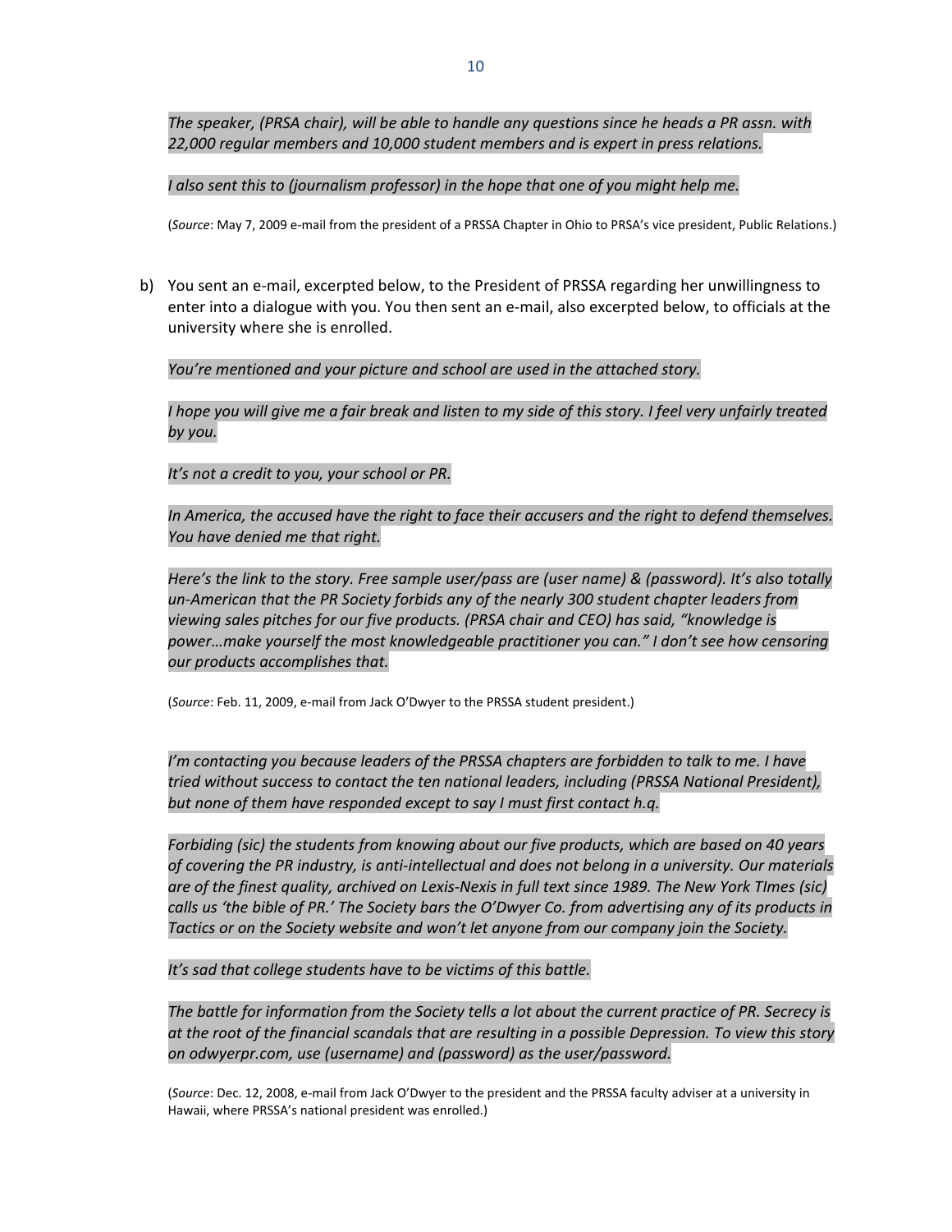*The speaker, (PRSA chair), will be able to handle any questions since he heads a PR assn. with 22,000 regular members and 10,000 student members and is expert in press relations.*

*I also sent this to (journalism professor) in the hope that one of you might help me.*

(*Source*: May 7, 2009 e-mail from the president of a PRSSA Chapter in Ohio to PRSA's vice president, Public Relations.)

b) You sent an e-mail, excerpted below, to the President of PRSSA regarding her unwillingness to enter into a dialogue with you. You then sent an e-mail, also excerpted below, to officials at the university where she is enrolled.

*You're mentioned and your picture and school are used in the attached story.*

*I hope you will give me a fair break and listen to my side of this story. I feel very unfairly treated by you.*

*It's not a credit to you, your school or PR.*

*In America, the accused have the right to face their accusers and the right to defend themselves. You have denied me that right.*

*Here's the link to the story. Free sample user/pass are (user name) & (password). It's also totally un-American that the PR Society forbids any of the nearly 300 student chapter leaders from viewing sales pitches for our five products. (PRSA chair and CEO) has said, "knowledge is power…make yourself the most knowledgeable practitioner you can." I don't see how censoring our products accomplishes that.*

(*Source*: Feb. 11, 2009, e-mail from Jack O'Dwyer to the PRSSA student president.)

*I'm contacting you because leaders of the PRSSA chapters are forbidden to talk to me. I have tried without success to contact the ten national leaders, including (PRSSA National President), but none of them have responded except to say I must first contact h.q.*

*Forbiding (sic) the students from knowing about our five products, which are based on 40 years of covering the PR industry, is anti-intellectual and does not belong in a university. Our materials are of the finest quality, archived on Lexis-Nexis in full text since 1989. The New York TImes (sic) calls us 'the bible of PR.' The Society bars the O'Dwyer Co. from advertising any of its products in Tactics or on the Society website and won't let anyone from our company join the Society.*

*It's sad that college students have to be victims of this battle.*

*The battle for information from the Society tells a lot about the current practice of PR. Secrecy is at the root of the financial scandals that are resulting in a possible Depression. To view this story on odwyerpr.com, use (username) and (password) as the user/password.*

(*Source*: Dec. 12, 2008, e-mail from Jack O'Dwyer to the president and the PRSSA faculty adviser at a university in Hawaii, where PRSSA's national president was enrolled.)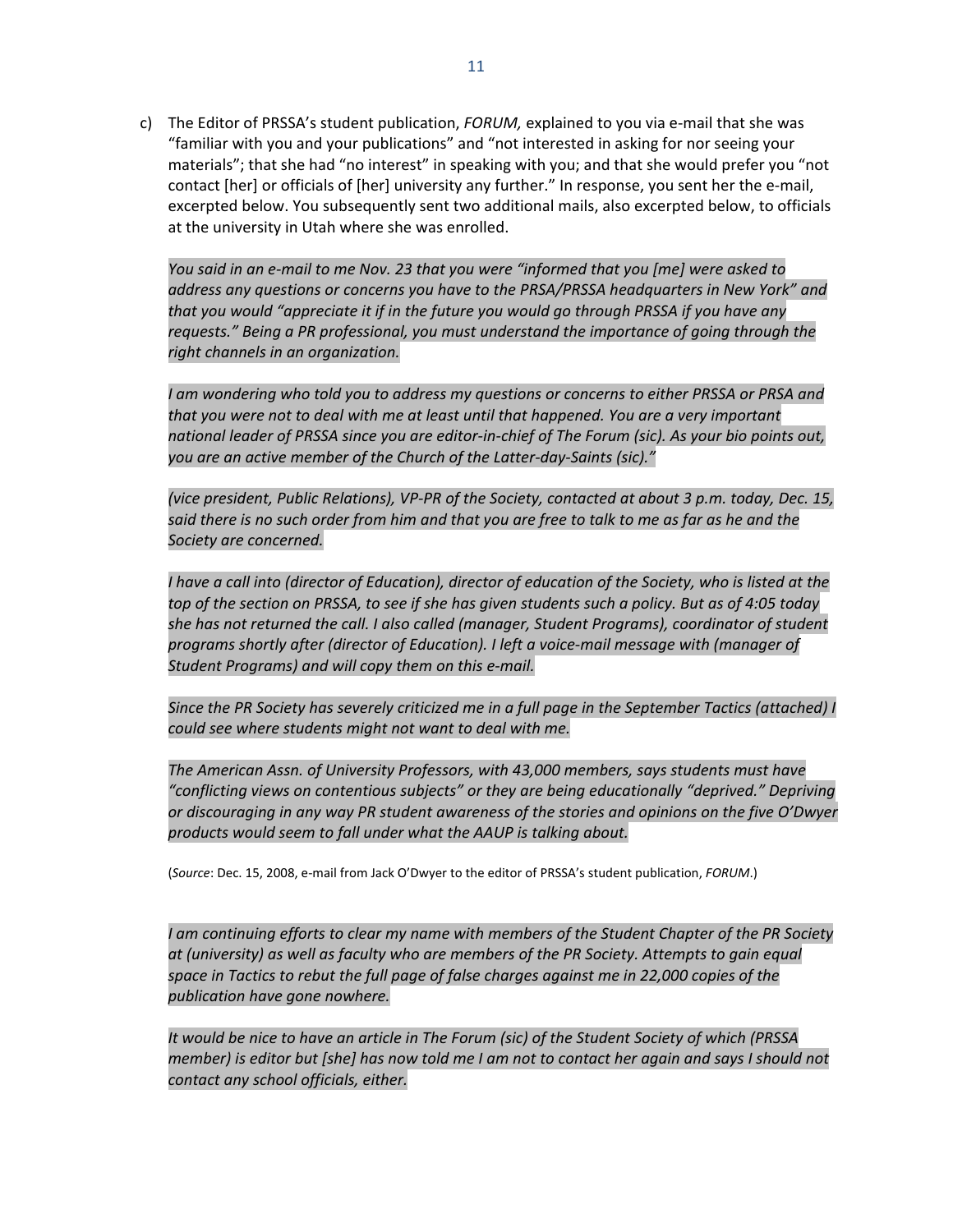c) The Editor of PRSSA's student publication, *FORUM,* explained to you via e-mail that she was "familiar with you and your publications" and "not interested in asking for nor seeing your materials"; that she had "no interest" in speaking with you; and that she would prefer you "not contact [her] or officials of [her] university any further." In response, you sent her the e-mail, excerpted below. You subsequently sent two additional mails, also excerpted below, to officials at the university in Utah where she was enrolled.

   *You said in an e-mail to me Nov. 23 that you were "informed that you [me] were asked to address any questions or concerns you have to the PRSA/PRSSA headquarters in New York" and that you would "appreciate it if in the future you would go through PRSSA if you have any requests." Being a PR professional, you must understand the importance of going through the right channels in an organization.*

   *I am wondering who told you to address my questions or concerns to either PRSSA or PRSA and that you were not to deal with me at least until that happened. You are a very important national leader of PRSSA since you are editor-in-chief of The Forum (sic). As your bio points out, you are an active member of the Church of the Latter-day-Saints (sic)."*

   *(vice president, Public Relations), VP-PR of the Society, contacted at about 3 p.m. today, Dec. 15, said there is no such order from him and that you are free to talk to me as far as he and the Society are concerned.*

   *I have a call into (director of Education), director of education of the Society, who is listed at the top of the section on PRSSA, to see if she has given students such a policy. But as of 4:05 today she has not returned the call. I also called (manager, Student Programs), coordinator of student programs shortly after (director of Education). I left a voice-mail message with (manager of Student Programs) and will copy them on this e-mail.*

   *Since the PR Society has severely criticized me in a full page in the September Tactics (attached) I could see where students might not want to deal with me.*

   *The American Assn. of University Professors, with 43,000 members, says students must have "conflicting views on contentious subjects" or they are being educationally "deprived." Depriving or discouraging in any way PR student awareness of the stories and opinions on the five O'Dwyer products would seem to fall under what the AAUP is talking about.*

   (*Source*: Dec. 15, 2008, e-mail from Jack O'Dwyer to the editor of PRSSA's student publication, *FORUM*.)

   *I am continuing efforts to clear my name with members of the Student Chapter of the PR Society at (university) as well as faculty who are members of the PR Society. Attempts to gain equal space in Tactics to rebut the full page of false charges against me in 22,000 copies of the publication have gone nowhere.*

   *It would be nice to have an article in The Forum (sic) of the Student Society of which (PRSSA member) is editor but [she] has now told me I am not to contact her again and says I should not contact any school officials, either.*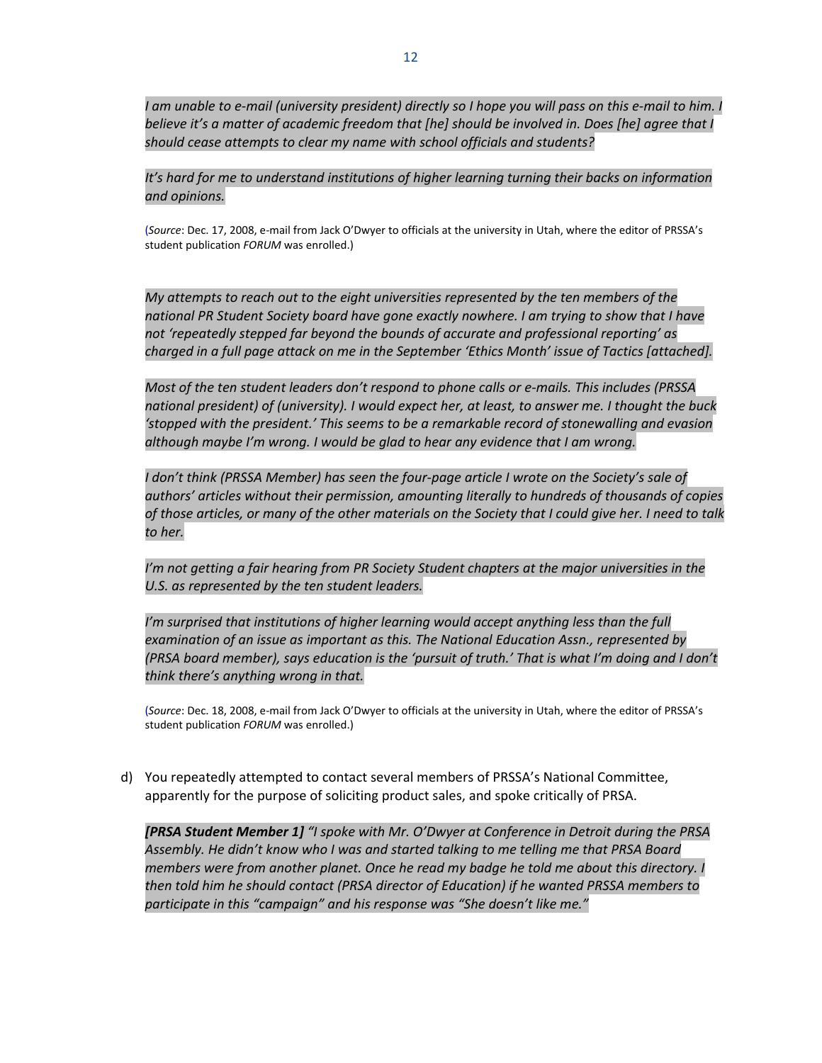*I am unable to e-mail (university president) directly so I hope you will pass on this e-mail to him. I believe it's a matter of academic freedom that [he] should be involved in. Does [he] agree that I should cease attempts to clear my name with school officials and students?*

*It's hard for me to understand institutions of higher learning turning their backs on information and opinions.*

(*Source*: Dec. 17, 2008, e-mail from Jack O'Dwyer to officials at the university in Utah, where the editor of PRSSA's student publication *FORUM* was enrolled.)

*My attempts to reach out to the eight universities represented by the ten members of the national PR Student Society board have gone exactly nowhere. I am trying to show that I have not 'repeatedly stepped far beyond the bounds of accurate and professional reporting' as charged in a full page attack on me in the September 'Ethics Month' issue of Tactics [attached].*

*Most of the ten student leaders don't respond to phone calls or e-mails. This includes (PRSSA national president) of (university). I would expect her, at least, to answer me. I thought the buck 'stopped with the president.' This seems to be a remarkable record of stonewalling and evasion although maybe I'm wrong. I would be glad to hear any evidence that I am wrong.*

*I don't think (PRSSA Member) has seen the four-page article I wrote on the Society's sale of authors' articles without their permission, amounting literally to hundreds of thousands of copies of those articles, or many of the other materials on the Society that I could give her. I need to talk to her.*

*I'm not getting a fair hearing from PR Society Student chapters at the major universities in the U.S. as represented by the ten student leaders.*

*I'm surprised that institutions of higher learning would accept anything less than the full examination of an issue as important as this. The National Education Assn., represented by (PRSA board member), says education is the 'pursuit of truth.' That is what I'm doing and I don't think there's anything wrong in that.*

(*Source*: Dec. 18, 2008, e-mail from Jack O'Dwyer to officials at the university in Utah, where the editor of PRSSA's student publication *FORUM* was enrolled.)

d) You repeatedly attempted to contact several members of PRSSA's National Committee, apparently for the purpose of soliciting product sales, and spoke critically of PRSA.

***[PRSA Student Member 1]*** *"I spoke with Mr. O'Dwyer at Conference in Detroit during the PRSA Assembly. He didn't know who I was and started talking to me telling me that PRSA Board members were from another planet. Once he read my badge he told me about this directory. I then told him he should contact (PRSA director of Education) if he wanted PRSSA members to participate in this "campaign" and his response was "She doesn't like me."*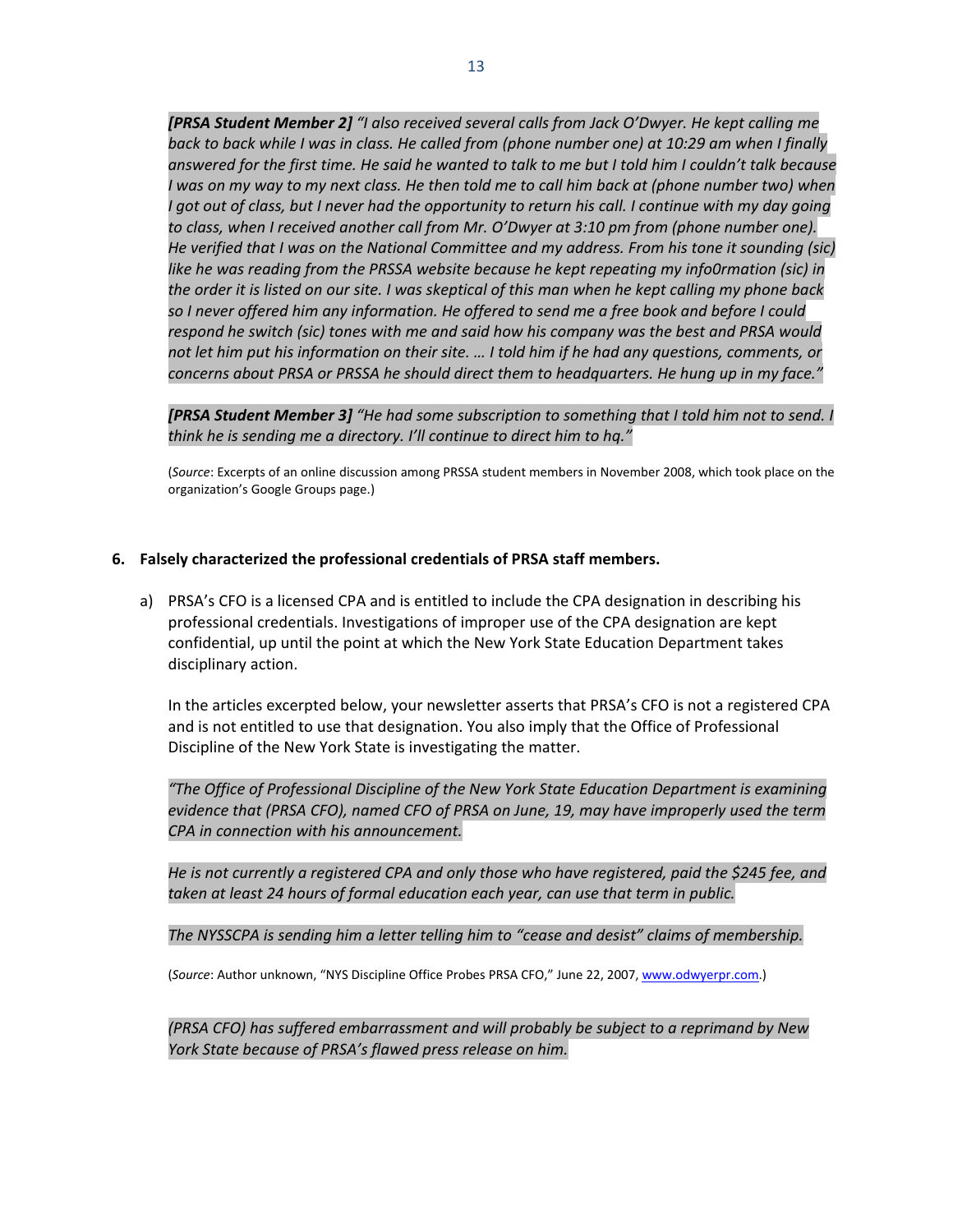*[**PRSA Student Member 2**] "I also received several calls from Jack O'Dwyer. He kept calling me back to back while I was in class. He called from (phone number one) at 10:29 am when I finally answered for the first time. He said he wanted to talk to me but I told him I couldn't talk because I was on my way to my next class. He then told me to call him back at (phone number two) when I got out of class, but I never had the opportunity to return his call. I continue with my day going to class, when I received another call from Mr. O'Dwyer at 3:10 pm from (phone number one). He verified that I was on the National Committee and my address. From his tone it sounding (sic) like he was reading from the PRSSA website because he kept repeating my info0rmation (sic) in the order it is listed on our site. I was skeptical of this man when he kept calling my phone back so I never offered him any information. He offered to send me a free book and before I could respond he switch (sic) tones with me and said how his company was the best and PRSA would not let him put his information on their site. … I told him if he had any questions, comments, or concerns about PRSA or PRSSA he should direct them to headquarters. He hung up in my face."*

*[**PRSA Student Member 3**] "He had some subscription to something that I told him not to send. I think he is sending me a directory. I'll continue to direct him to hq."*

(*Source*: Excerpts of an online discussion among PRSSA student members in November 2008, which took place on the organization's Google Groups page.)

**6. Falsely characterized the professional credentials of PRSA staff members.**

a) PRSA's CFO is a licensed CPA and is entitled to include the CPA designation in describing his professional credentials. Investigations of improper use of the CPA designation are kept confidential, up until the point at which the New York State Education Department takes disciplinary action.

   In the articles excerpted below, your newsletter asserts that PRSA's CFO is not a registered CPA and is not entitled to use that designation. You also imply that the Office of Professional Discipline of the New York State is investigating the matter.

   *"The Office of Professional Discipline of the New York State Education Department is examining evidence that (PRSA CFO), named CFO of PRSA on June, 19, may have improperly used the term CPA in connection with his announcement.*

   *He is not currently a registered CPA and only those who have registered, paid the $245 fee, and taken at least 24 hours of formal education each year, can use that term in public.*

   *The NYSSCPA is sending him a letter telling him to "cease and desist" claims of membership.*

   (*Source*: Author unknown, "NYS Discipline Office Probes PRSA CFO," June 22, 2007, www.odwyerpr.com.)

   *(PRSA CFO) has suffered embarrassment and will probably be subject to a reprimand by New York State because of PRSA's flawed press release on him.*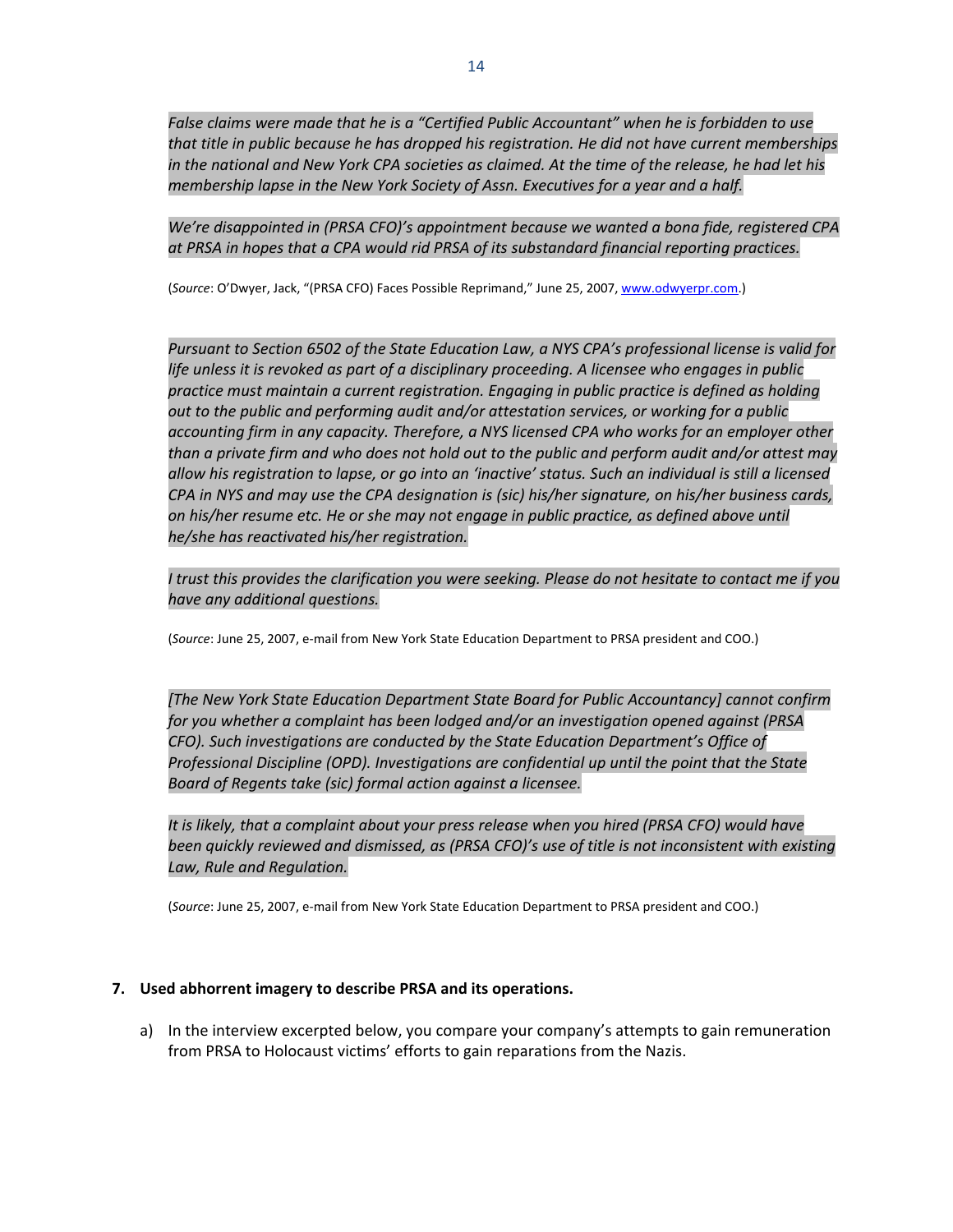*False claims were made that he is a "Certified Public Accountant" when he is forbidden to use that title in public because he has dropped his registration. He did not have current memberships in the national and New York CPA societies as claimed. At the time of the release, he had let his membership lapse in the New York Society of Assn. Executives for a year and a half.*

*We're disappointed in (PRSA CFO)'s appointment because we wanted a bona fide, registered CPA at PRSA in hopes that a CPA would rid PRSA of its substandard financial reporting practices.*

(*Source*: O'Dwyer, Jack, "(PRSA CFO) Faces Possible Reprimand," June 25, 2007, www.odwyerpr.com.)

*Pursuant to Section 6502 of the State Education Law, a NYS CPA's professional license is valid for life unless it is revoked as part of a disciplinary proceeding. A licensee who engages in public practice must maintain a current registration. Engaging in public practice is defined as holding out to the public and performing audit and/or attestation services, or working for a public accounting firm in any capacity. Therefore, a NYS licensed CPA who works for an employer other than a private firm and who does not hold out to the public and perform audit and/or attest may allow his registration to lapse, or go into an 'inactive' status. Such an individual is still a licensed CPA in NYS and may use the CPA designation is (sic) his/her signature, on his/her business cards, on his/her resume etc. He or she may not engage in public practice, as defined above until he/she has reactivated his/her registration.*

*I trust this provides the clarification you were seeking. Please do not hesitate to contact me if you have any additional questions.*

(*Source*: June 25, 2007, e-mail from New York State Education Department to PRSA president and COO.)

*[The New York State Education Department State Board for Public Accountancy] cannot confirm for you whether a complaint has been lodged and/or an investigation opened against (PRSA CFO). Such investigations are conducted by the State Education Department's Office of Professional Discipline (OPD). Investigations are confidential up until the point that the State Board of Regents take (sic) formal action against a licensee.*

*It is likely, that a complaint about your press release when you hired (PRSA CFO) would have been quickly reviewed and dismissed, as (PRSA CFO)'s use of title is not inconsistent with existing Law, Rule and Regulation.*

(*Source*: June 25, 2007, e-mail from New York State Education Department to PRSA president and COO.)

**7. Used abhorrent imagery to describe PRSA and its operations.**

a) In the interview excerpted below, you compare your company's attempts to gain remuneration from PRSA to Holocaust victims' efforts to gain reparations from the Nazis.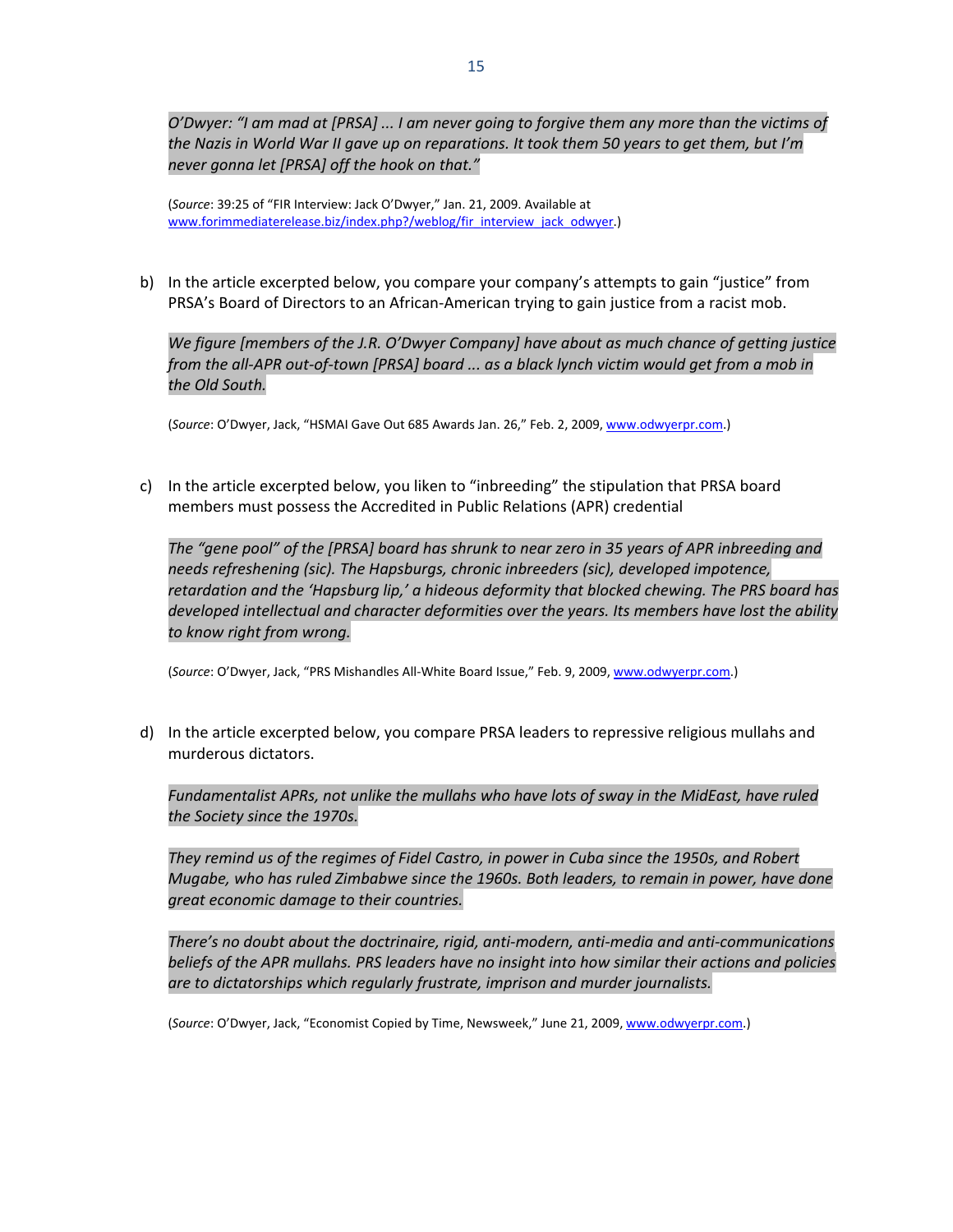*O'Dwyer: "I am mad at [PRSA] ... I am never going to forgive them any more than the victims of the Nazis in World War II gave up on reparations. It took them 50 years to get them, but I'm never gonna let [PRSA] off the hook on that."*

(*Source*: 39:25 of "FIR Interview: Jack O'Dwyer," Jan. 21, 2009. Available at www.forimmediaterelease.biz/index.php?/weblog/fir_interview_jack_odwyer.)

b) In the article excerpted below, you compare your company's attempts to gain "justice" from PRSA's Board of Directors to an African-American trying to gain justice from a racist mob.

*We figure [members of the J.R. O'Dwyer Company] have about as much chance of getting justice from the all-APR out-of-town [PRSA] board ... as a black lynch victim would get from a mob in the Old South.*

(*Source*: O'Dwyer, Jack, "HSMAI Gave Out 685 Awards Jan. 26," Feb. 2, 2009, www.odwyerpr.com.)

c) In the article excerpted below, you liken to "inbreeding" the stipulation that PRSA board members must possess the Accredited in Public Relations (APR) credential

*The "gene pool" of the [PRSA] board has shrunk to near zero in 35 years of APR inbreeding and needs refreshening (sic). The Hapsburgs, chronic inbreeders (sic), developed impotence, retardation and the 'Hapsburg lip,' a hideous deformity that blocked chewing. The PRS board has developed intellectual and character deformities over the years. Its members have lost the ability to know right from wrong.*

(*Source*: O'Dwyer, Jack, "PRS Mishandles All-White Board Issue," Feb. 9, 2009, www.odwyerpr.com.)

d) In the article excerpted below, you compare PRSA leaders to repressive religious mullahs and murderous dictators.

*Fundamentalist APRs, not unlike the mullahs who have lots of sway in the MidEast, have ruled the Society since the 1970s.*

*They remind us of the regimes of Fidel Castro, in power in Cuba since the 1950s, and Robert Mugabe, who has ruled Zimbabwe since the 1960s. Both leaders, to remain in power, have done great economic damage to their countries.*

*There's no doubt about the doctrinaire, rigid, anti-modern, anti-media and anti-communications beliefs of the APR mullahs. PRS leaders have no insight into how similar their actions and policies are to dictatorships which regularly frustrate, imprison and murder journalists.*

(*Source*: O'Dwyer, Jack, "Economist Copied by Time, Newsweek," June 21, 2009, www.odwyerpr.com.)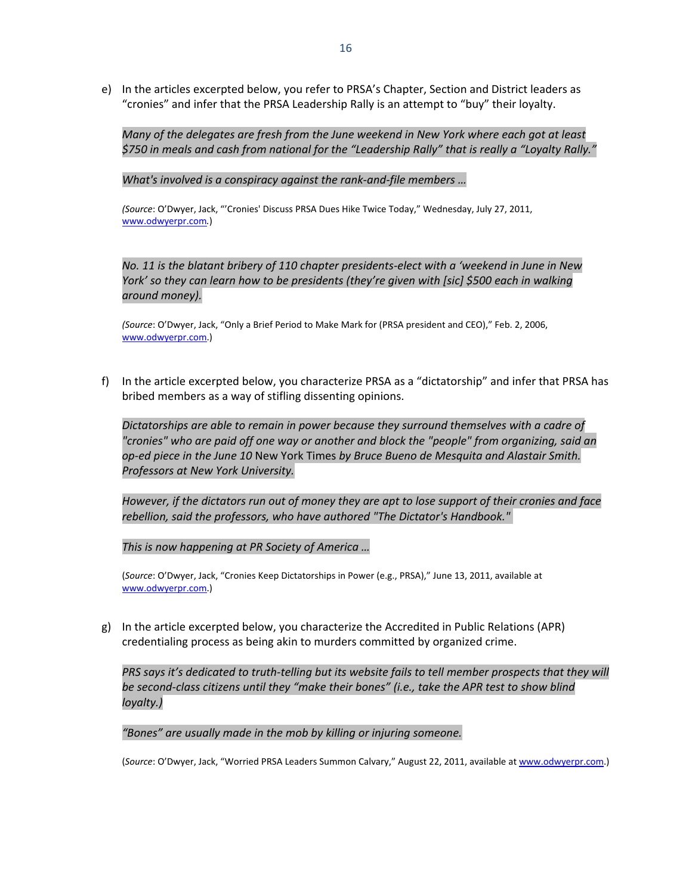e) In the articles excerpted below, you refer to PRSA's Chapter, Section and District leaders as "cronies" and infer that the PRSA Leadership Rally is an attempt to "buy" their loyalty.

   *Many of the delegates are fresh from the June weekend in New York where each got at least $750 in meals and cash from national for the "Leadership Rally" that is really a "Loyalty Rally."*

   *What's involved is a conspiracy against the rank-and-file members …*

   (*Source*: O'Dwyer, Jack, "'Cronies' Discuss PRSA Dues Hike Twice Today," Wednesday, July 27, 2011, www.odwyerpr.com.)

   *No. 11 is the blatant bribery of 110 chapter presidents-elect with a 'weekend in June in New York' so they can learn how to be presidents (they're given with [sic] $500 each in walking around money).*

   (*Source*: O'Dwyer, Jack, "Only a Brief Period to Make Mark for (PRSA president and CEO)," Feb. 2, 2006, www.odwyerpr.com.)

f) In the article excerpted below, you characterize PRSA as a "dictatorship" and infer that PRSA has bribed members as a way of stifling dissenting opinions.

   *Dictatorships are able to remain in power because they surround themselves with a cadre of "cronies" who are paid off one way or another and block the "people" from organizing, said an op-ed piece in the June 10* New York Times *by Bruce Bueno de Mesquita and Alastair Smith. Professors at New York University.*

   *However, if the dictators run out of money they are apt to lose support of their cronies and face rebellion, said the professors, who have authored "The Dictator's Handbook."*

   *This is now happening at PR Society of America …*

   (*Source*: O'Dwyer, Jack, "Cronies Keep Dictatorships in Power (e.g., PRSA)," June 13, 2011, available at www.odwyerpr.com.)

g) In the article excerpted below, you characterize the Accredited in Public Relations (APR) credentialing process as being akin to murders committed by organized crime.

   *PRS says it's dedicated to truth-telling but its website fails to tell member prospects that they will be second-class citizens until they "make their bones" (i.e., take the APR test to show blind loyalty.)*

   *"Bones" are usually made in the mob by killing or injuring someone.*

   (*Source*: O'Dwyer, Jack, "Worried PRSA Leaders Summon Calvary," August 22, 2011, available at www.odwyerpr.com.)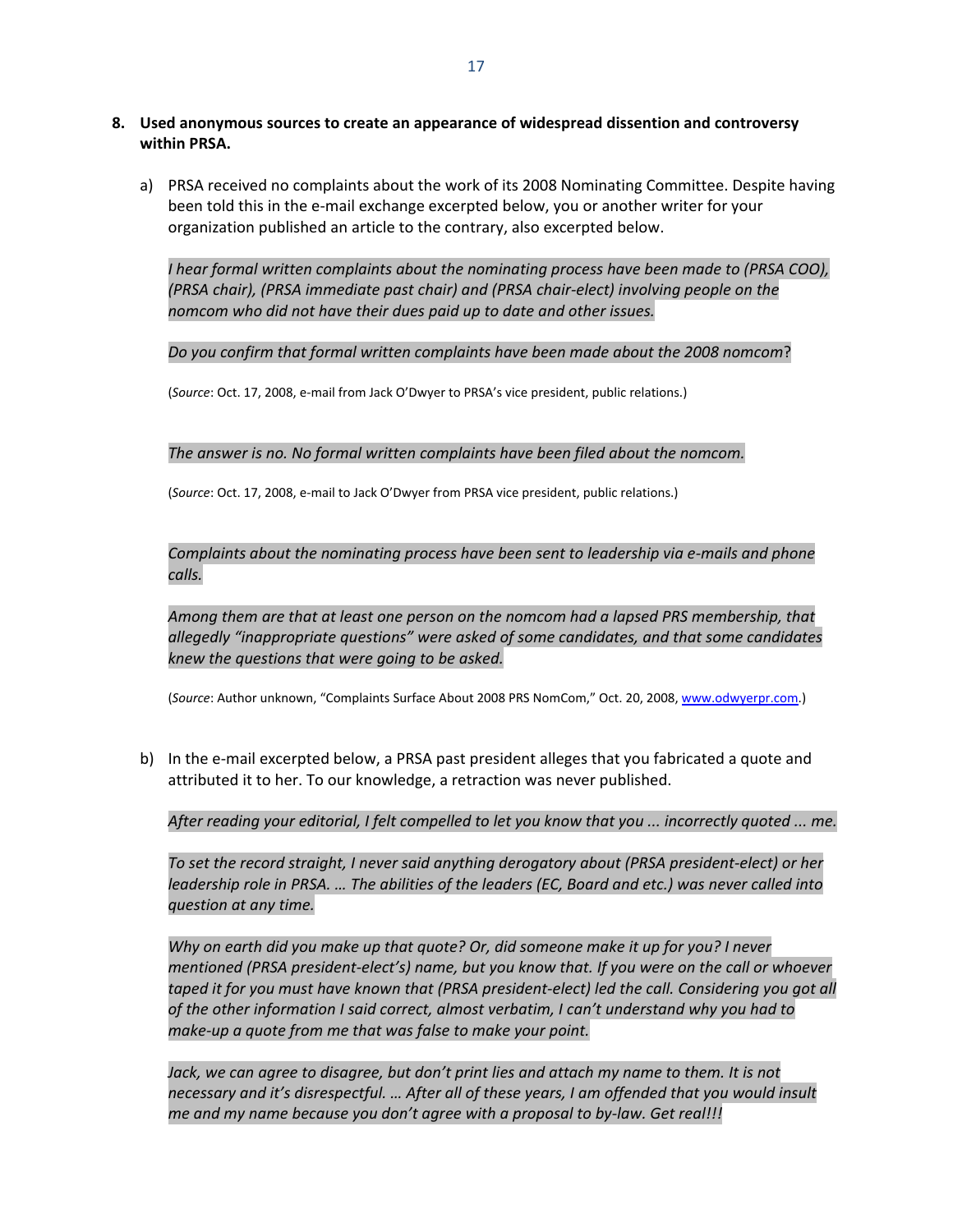**8. Used anonymous sources to create an appearance of widespread dissention and controversy within PRSA.**

a) PRSA received no complaints about the work of its 2008 Nominating Committee. Despite having been told this in the e-mail exchange excerpted below, you or another writer for your organization published an article to the contrary, also excerpted below.

*I hear formal written complaints about the nominating process have been made to (PRSA COO), (PRSA chair), (PRSA immediate past chair) and (PRSA chair-elect) involving people on the nomcom who did not have their dues paid up to date and other issues.*

*Do you confirm that formal written complaints have been made about the 2008 nomcom*?

(*Source*: Oct. 17, 2008, e-mail from Jack O'Dwyer to PRSA's vice president, public relations.)

*The answer is no. No formal written complaints have been filed about the nomcom.*

(*Source*: Oct. 17, 2008, e-mail to Jack O'Dwyer from PRSA vice president, public relations.)

*Complaints about the nominating process have been sent to leadership via e-mails and phone calls.*

*Among them are that at least one person on the nomcom had a lapsed PRS membership, that allegedly "inappropriate questions" were asked of some candidates, and that some candidates knew the questions that were going to be asked.*

(*Source*: Author unknown, "Complaints Surface About 2008 PRS NomCom," Oct. 20, 2008, www.odwyerpr.com.)

b) In the e-mail excerpted below, a PRSA past president alleges that you fabricated a quote and attributed it to her. To our knowledge, a retraction was never published.

*After reading your editorial, I felt compelled to let you know that you ... incorrectly quoted ... me.*

*To set the record straight, I never said anything derogatory about (PRSA president-elect) or her leadership role in PRSA. … The abilities of the leaders (EC, Board and etc.) was never called into question at any time.*

*Why on earth did you make up that quote? Or, did someone make it up for you? I never mentioned (PRSA president-elect's) name, but you know that. If you were on the call or whoever taped it for you must have known that (PRSA president-elect) led the call. Considering you got all of the other information I said correct, almost verbatim, I can't understand why you had to make-up a quote from me that was false to make your point.*

*Jack, we can agree to disagree, but don't print lies and attach my name to them. It is not necessary and it's disrespectful. … After all of these years, I am offended that you would insult me and my name because you don't agree with a proposal to by-law. Get real!!!*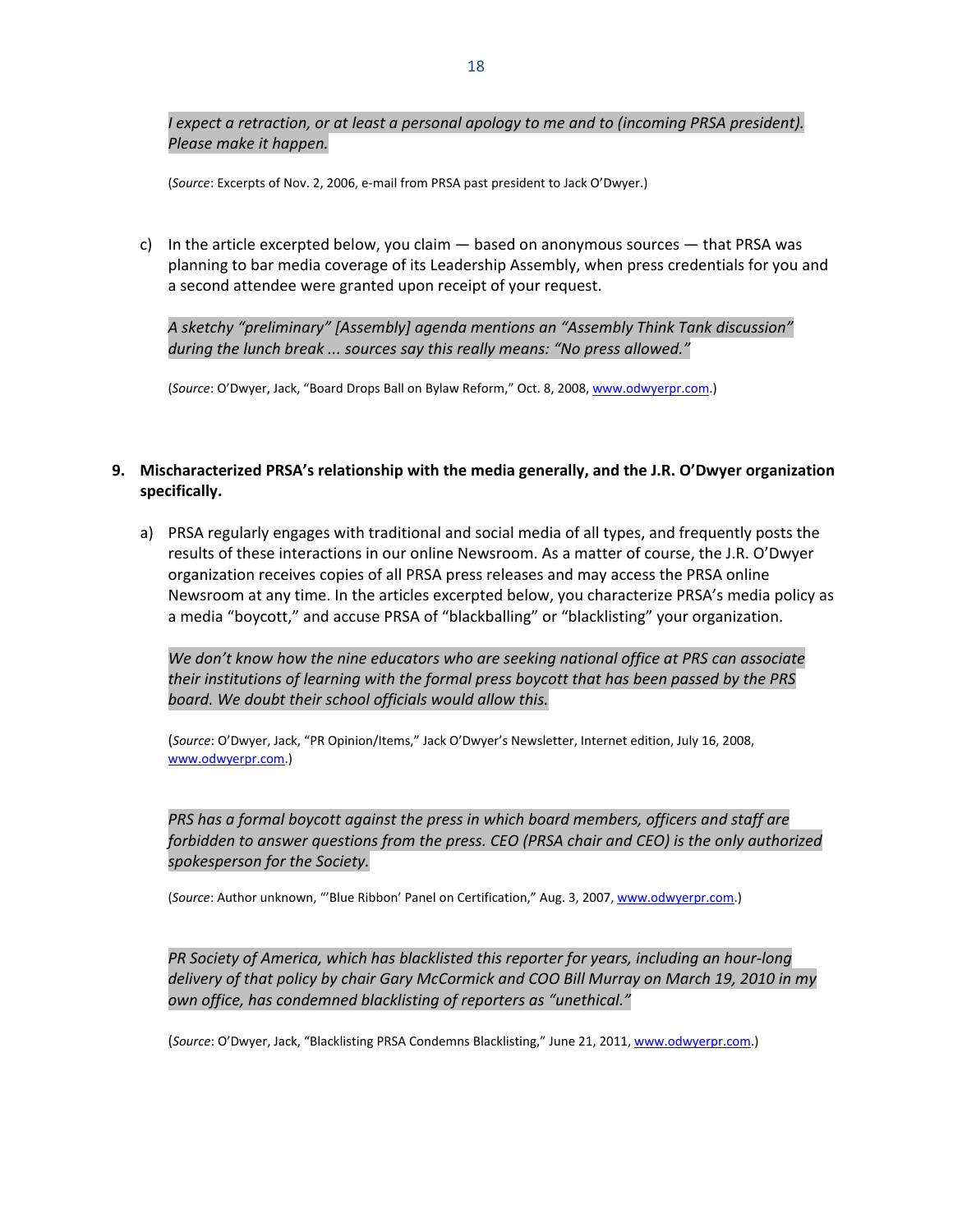*I expect a retraction, or at least a personal apology to me and to (incoming PRSA president). Please make it happen.*

(*Source*: Excerpts of Nov. 2, 2006, e-mail from PRSA past president to Jack O'Dwyer.)

c) In the article excerpted below, you claim — based on anonymous sources — that PRSA was planning to bar media coverage of its Leadership Assembly, when press credentials for you and a second attendee were granted upon receipt of your request.

*A sketchy "preliminary" [Assembly] agenda mentions an "Assembly Think Tank discussion" during the lunch break ... sources say this really means: "No press allowed."*

(*Source*: O'Dwyer, Jack, "Board Drops Ball on Bylaw Reform," Oct. 8, 2008, www.odwyerpr.com.)

**9. Mischaracterized PRSA's relationship with the media generally, and the J.R. O'Dwyer organization specifically.**

a) PRSA regularly engages with traditional and social media of all types, and frequently posts the results of these interactions in our online Newsroom. As a matter of course, the J.R. O'Dwyer organization receives copies of all PRSA press releases and may access the PRSA online Newsroom at any time. In the articles excerpted below, you characterize PRSA's media policy as a media "boycott," and accuse PRSA of "blackballing" or "blacklisting" your organization.

*We don't know how the nine educators who are seeking national office at PRS can associate their institutions of learning with the formal press boycott that has been passed by the PRS board. We doubt their school officials would allow this.*

(*Source*: O'Dwyer, Jack, "PR Opinion/Items," Jack O'Dwyer's Newsletter, Internet edition, July 16, 2008, www.odwyerpr.com.)

*PRS has a formal boycott against the press in which board members, officers and staff are forbidden to answer questions from the press. CEO (PRSA chair and CEO) is the only authorized spokesperson for the Society.*

(*Source*: Author unknown, "'Blue Ribbon' Panel on Certification," Aug. 3, 2007, www.odwyerpr.com.)

*PR Society of America, which has blacklisted this reporter for years, including an hour-long delivery of that policy by chair Gary McCormick and COO Bill Murray on March 19, 2010 in my own office, has condemned blacklisting of reporters as "unethical."*

(*Source*: O'Dwyer, Jack, "Blacklisting PRSA Condemns Blacklisting," June 21, 2011, www.odwyerpr.com.)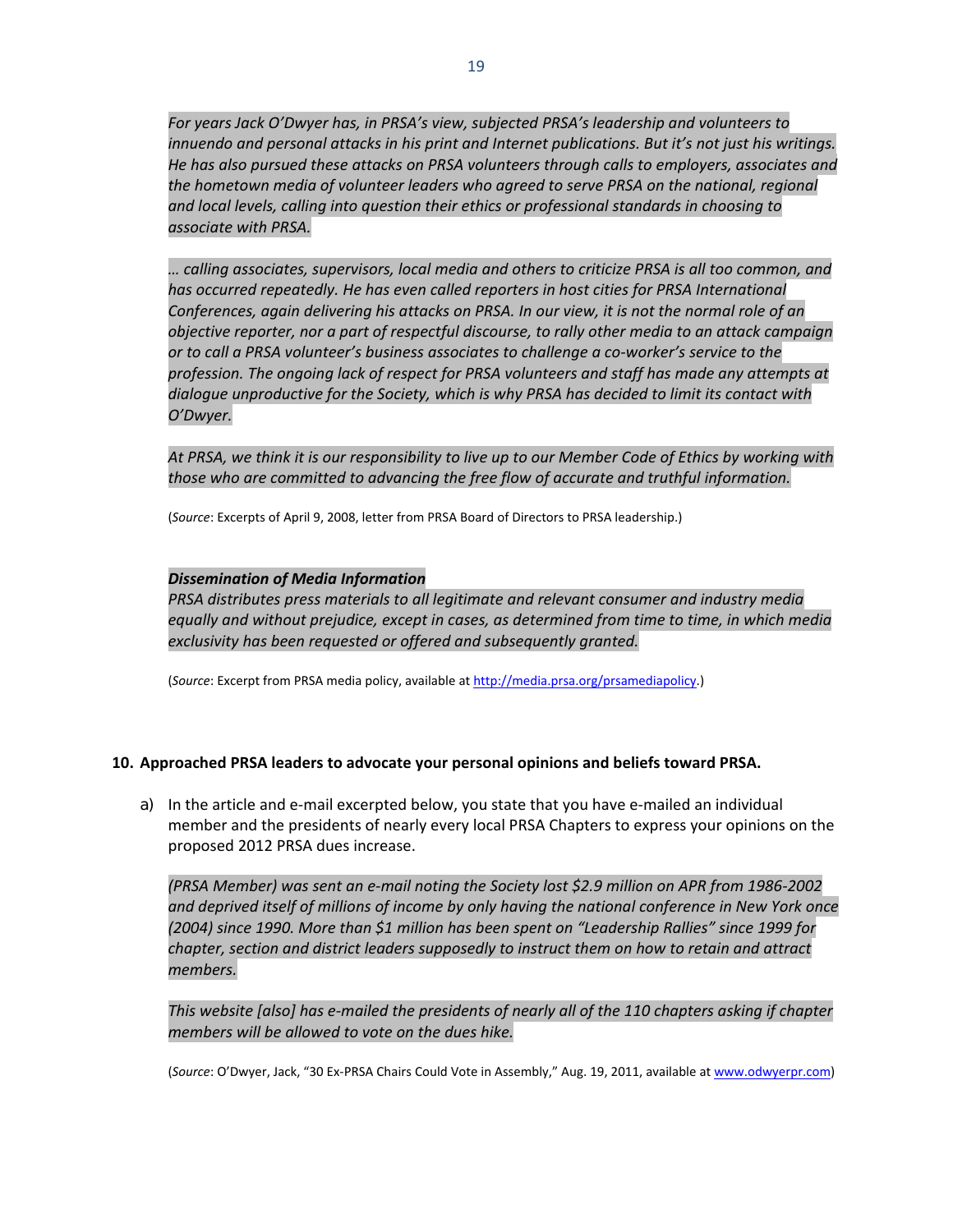*For years Jack O'Dwyer has, in PRSA's view, subjected PRSA's leadership and volunteers to innuendo and personal attacks in his print and Internet publications. But it's not just his writings. He has also pursued these attacks on PRSA volunteers through calls to employers, associates and the hometown media of volunteer leaders who agreed to serve PRSA on the national, regional and local levels, calling into question their ethics or professional standards in choosing to associate with PRSA.*

*… calling associates, supervisors, local media and others to criticize PRSA is all too common, and has occurred repeatedly. He has even called reporters in host cities for PRSA International Conferences, again delivering his attacks on PRSA. In our view, it is not the normal role of an objective reporter, nor a part of respectful discourse, to rally other media to an attack campaign or to call a PRSA volunteer's business associates to challenge a co-worker's service to the profession. The ongoing lack of respect for PRSA volunteers and staff has made any attempts at dialogue unproductive for the Society, which is why PRSA has decided to limit its contact with O'Dwyer.*

*At PRSA, we think it is our responsibility to live up to our Member Code of Ethics by working with those who are committed to advancing the free flow of accurate and truthful information.*

(*Source*: Excerpts of April 9, 2008, letter from PRSA Board of Directors to PRSA leadership.)

***Dissemination of Media Information***
*PRSA distributes press materials to all legitimate and relevant consumer and industry media equally and without prejudice, except in cases, as determined from time to time, in which media exclusivity has been requested or offered and subsequently granted.*

(*Source*: Excerpt from PRSA media policy, available at http://media.prsa.org/prsamediapolicy.)

**10. Approached PRSA leaders to advocate your personal opinions and beliefs toward PRSA.**

a) In the article and e-mail excerpted below, you state that you have e-mailed an individual member and the presidents of nearly every local PRSA Chapters to express your opinions on the proposed 2012 PRSA dues increase.

*(PRSA Member) was sent an e-mail noting the Society lost $2.9 million on APR from 1986-2002 and deprived itself of millions of income by only having the national conference in New York once (2004) since 1990. More than $1 million has been spent on "Leadership Rallies" since 1999 for chapter, section and district leaders supposedly to instruct them on how to retain and attract members.*

*This website [also] has e-mailed the presidents of nearly all of the 110 chapters asking if chapter members will be allowed to vote on the dues hike.*

(*Source*: O'Dwyer, Jack, "30 Ex-PRSA Chairs Could Vote in Assembly," Aug. 19, 2011, available at www.odwyerpr.com)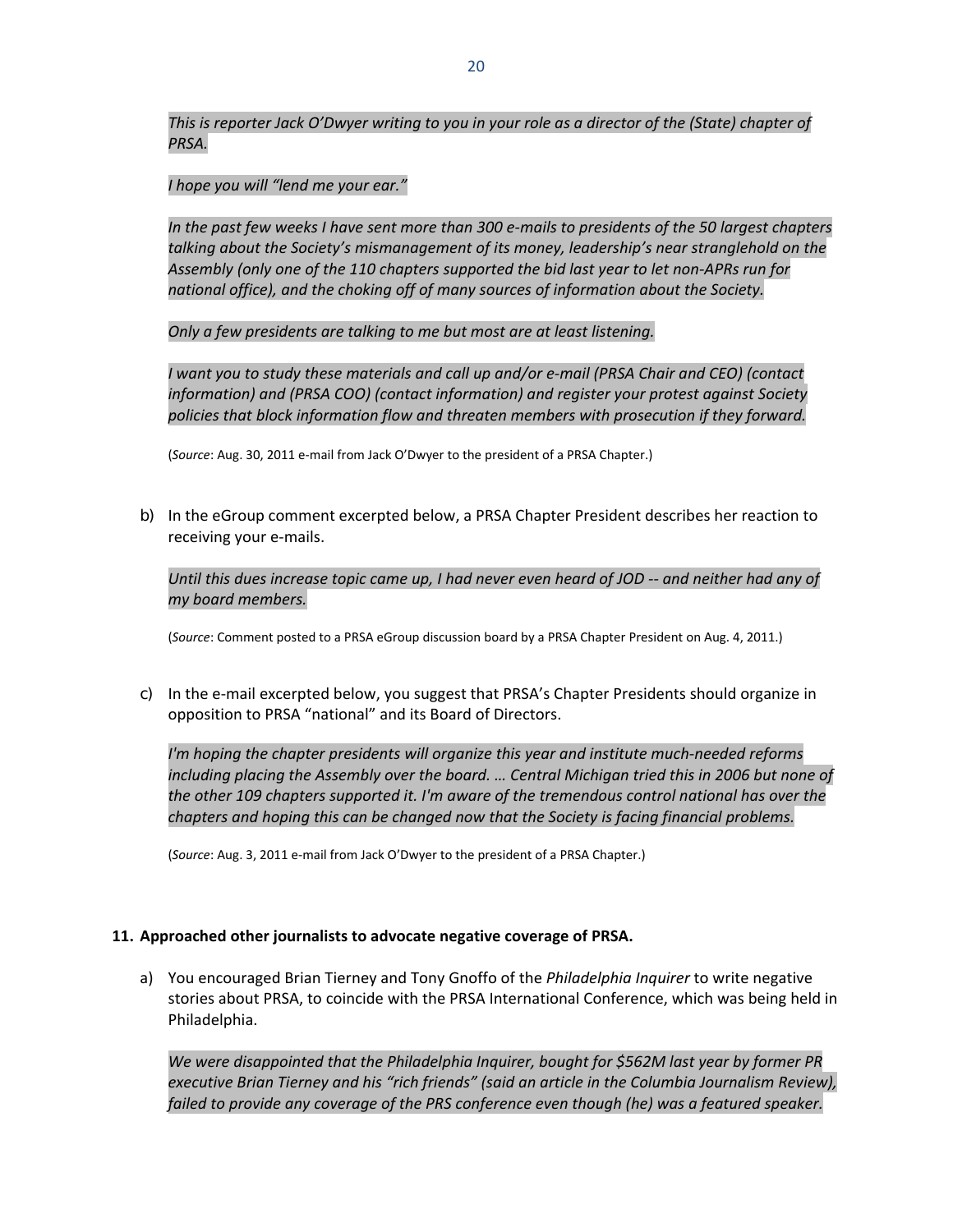*This is reporter Jack O'Dwyer writing to you in your role as a director of the (State) chapter of PRSA.*

*I hope you will "lend me your ear."*

*In the past few weeks I have sent more than 300 e-mails to presidents of the 50 largest chapters talking about the Society's mismanagement of its money, leadership's near stranglehold on the Assembly (only one of the 110 chapters supported the bid last year to let non-APRs run for national office), and the choking off of many sources of information about the Society.*

*Only a few presidents are talking to me but most are at least listening.*

*I want you to study these materials and call up and/or e-mail (PRSA Chair and CEO) (contact information) and (PRSA COO) (contact information) and register your protest against Society policies that block information flow and threaten members with prosecution if they forward.*

(*Source*: Aug. 30, 2011 e-mail from Jack O'Dwyer to the president of a PRSA Chapter.)

b) In the eGroup comment excerpted below, a PRSA Chapter President describes her reaction to receiving your e-mails.

*Until this dues increase topic came up, I had never even heard of JOD -- and neither had any of my board members.*

(*Source*: Comment posted to a PRSA eGroup discussion board by a PRSA Chapter President on Aug. 4, 2011.)

c) In the e-mail excerpted below, you suggest that PRSA's Chapter Presidents should organize in opposition to PRSA "national" and its Board of Directors.

*I'm hoping the chapter presidents will organize this year and institute much-needed reforms including placing the Assembly over the board. … Central Michigan tried this in 2006 but none of the other 109 chapters supported it. I'm aware of the tremendous control national has over the chapters and hoping this can be changed now that the Society is facing financial problems.*

(*Source*: Aug. 3, 2011 e-mail from Jack O'Dwyer to the president of a PRSA Chapter.)

**11. Approached other journalists to advocate negative coverage of PRSA.**

a) You encouraged Brian Tierney and Tony Gnoffo of the *Philadelphia Inquirer* to write negative stories about PRSA, to coincide with the PRSA International Conference, which was being held in Philadelphia.

*We were disappointed that the Philadelphia Inquirer, bought for $562M last year by former PR executive Brian Tierney and his "rich friends" (said an article in the Columbia Journalism Review), failed to provide any coverage of the PRS conference even though (he) was a featured speaker.*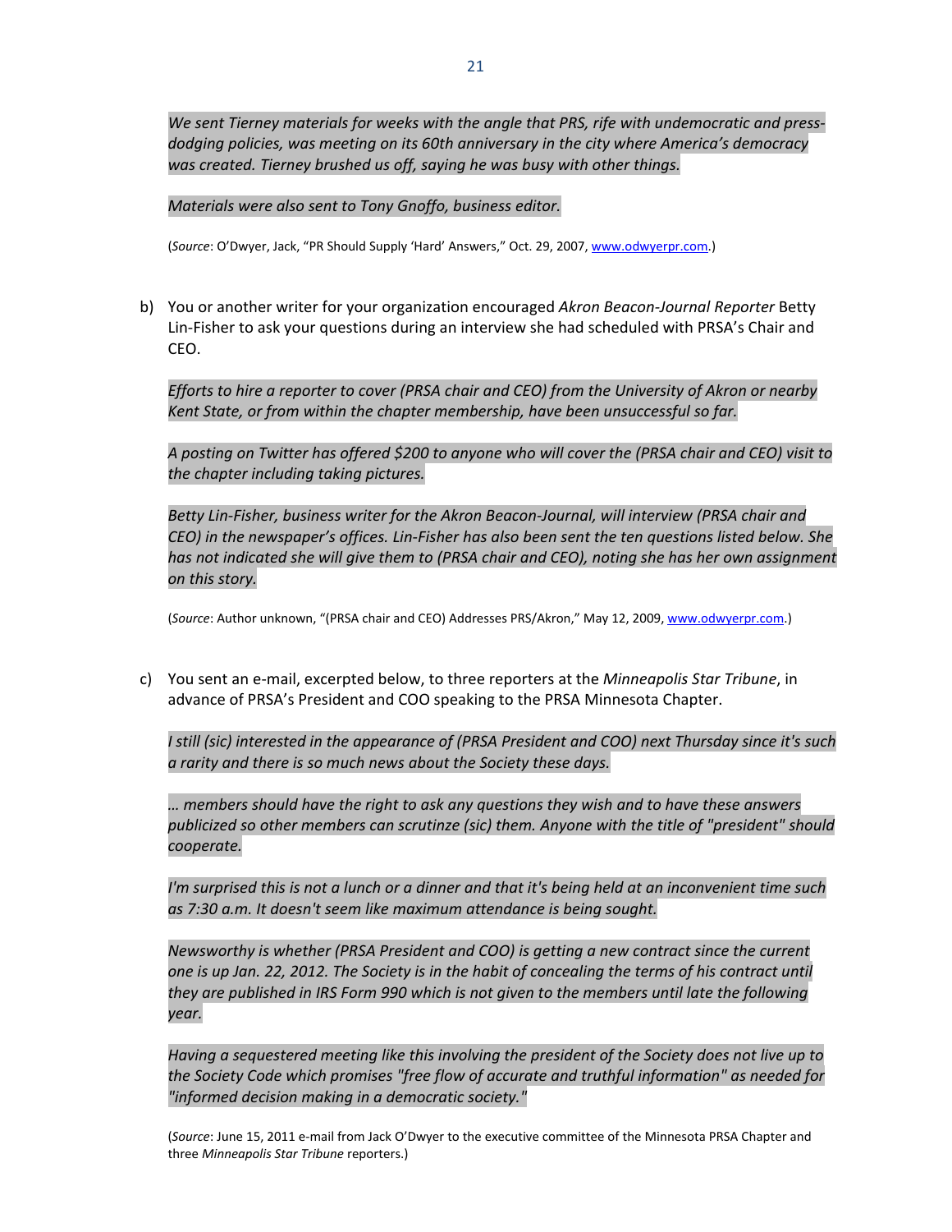*We sent Tierney materials for weeks with the angle that PRS, rife with undemocratic and press-dodging policies, was meeting on its 60th anniversary in the city where America's democracy was created. Tierney brushed us off, saying he was busy with other things.*

*Materials were also sent to Tony Gnoffo, business editor.*

(*Source*: O'Dwyer, Jack, "PR Should Supply 'Hard' Answers," Oct. 29, 2007, www.odwyerpr.com.)

b) You or another writer for your organization encouraged *Akron Beacon-Journal Reporter* Betty Lin-Fisher to ask your questions during an interview she had scheduled with PRSA's Chair and CEO.

   *Efforts to hire a reporter to cover (PRSA chair and CEO) from the University of Akron or nearby Kent State, or from within the chapter membership, have been unsuccessful so far.*

   *A posting on Twitter has offered $200 to anyone who will cover the (PRSA chair and CEO) visit to the chapter including taking pictures.*

   *Betty Lin-Fisher, business writer for the Akron Beacon-Journal, will interview (PRSA chair and CEO) in the newspaper's offices. Lin-Fisher has also been sent the ten questions listed below. She has not indicated she will give them to (PRSA chair and CEO), noting she has her own assignment on this story.*

   (*Source*: Author unknown, "(PRSA chair and CEO) Addresses PRS/Akron," May 12, 2009, www.odwyerpr.com.)

c) You sent an e-mail, excerpted below, to three reporters at the *Minneapolis Star Tribune*, in advance of PRSA's President and COO speaking to the PRSA Minnesota Chapter.

   *I still (sic) interested in the appearance of (PRSA President and COO) next Thursday since it's such a rarity and there is so much news about the Society these days.*

   *… members should have the right to ask any questions they wish and to have these answers publicized so other members can scrutinze (sic) them. Anyone with the title of "president" should cooperate.*

   *I'm surprised this is not a lunch or a dinner and that it's being held at an inconvenient time such as 7:30 a.m. It doesn't seem like maximum attendance is being sought.*

   *Newsworthy is whether (PRSA President and COO) is getting a new contract since the current one is up Jan. 22, 2012. The Society is in the habit of concealing the terms of his contract until they are published in IRS Form 990 which is not given to the members until late the following year.*

   *Having a sequestered meeting like this involving the president of the Society does not live up to the Society Code which promises "free flow of accurate and truthful information" as needed for "informed decision making in a democratic society."*

   (*Source*: June 15, 2011 e-mail from Jack O'Dwyer to the executive committee of the Minnesota PRSA Chapter and three *Minneapolis Star Tribune* reporters.)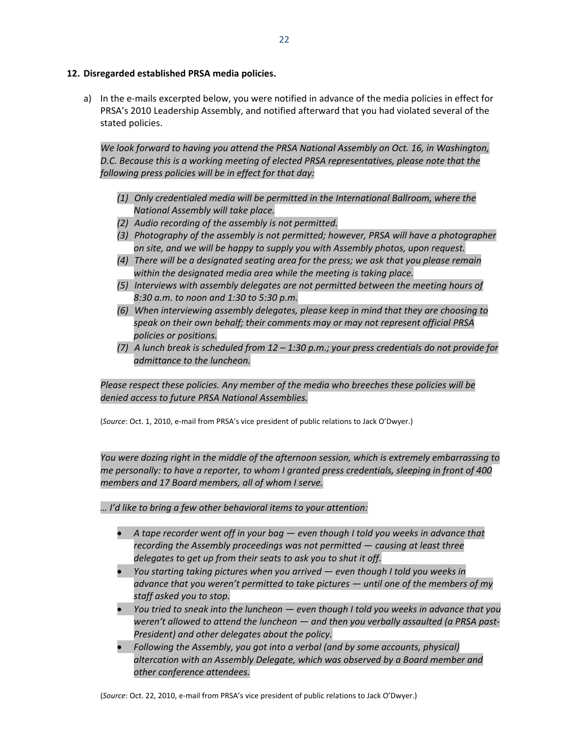**12. Disregarded established PRSA media policies.**

a) In the e-mails excerpted below, you were notified in advance of the media policies in effect for PRSA's 2010 Leadership Assembly, and notified afterward that you had violated several of the stated policies.

*We look forward to having you attend the PRSA National Assembly on Oct. 16, in Washington, D.C. Because this is a working meeting of elected PRSA representatives, please note that the following press policies will be in effect for that day:*

*(1) Only credentialed media will be permitted in the International Ballroom, where the National Assembly will take place.*
*(2) Audio recording of the assembly is not permitted.*
*(3) Photography of the assembly is not permitted; however, PRSA will have a photographer on site, and we will be happy to supply you with Assembly photos, upon request.*
*(4) There will be a designated seating area for the press; we ask that you please remain within the designated media area while the meeting is taking place.*
*(5) Interviews with assembly delegates are not permitted between the meeting hours of 8:30 a.m. to noon and 1:30 to 5:30 p.m.*
*(6) When interviewing assembly delegates, please keep in mind that they are choosing to speak on their own behalf; their comments may or may not represent official PRSA policies or positions.*
*(7) A lunch break is scheduled from 12 – 1:30 p.m.; your press credentials do not provide for admittance to the luncheon.*

*Please respect these policies. Any member of the media who breeches these policies will be denied access to future PRSA National Assemblies.*

(*Source*: Oct. 1, 2010, e-mail from PRSA's vice president of public relations to Jack O'Dwyer.)

*You were dozing right in the middle of the afternoon session, which is extremely embarrassing to me personally: to have a reporter, to whom I granted press credentials, sleeping in front of 400 members and 17 Board members, all of whom I serve.*

*… I'd like to bring a few other behavioral items to your attention:*

- *A tape recorder went off in your bag — even though I told you weeks in advance that recording the Assembly proceedings was not permitted — causing at least three delegates to get up from their seats to ask you to shut it off.*
- *You starting taking pictures when you arrived — even though I told you weeks in advance that you weren't permitted to take pictures — until one of the members of my staff asked you to stop.*
- *You tried to sneak into the luncheon — even though I told you weeks in advance that you weren't allowed to attend the luncheon — and then you verbally assaulted (a PRSA past-President) and other delegates about the policy.*
- *Following the Assembly, you got into a verbal (and by some accounts, physical) altercation with an Assembly Delegate, which was observed by a Board member and other conference attendees.*

(*Source*: Oct. 22, 2010, e-mail from PRSA's vice president of public relations to Jack O'Dwyer.)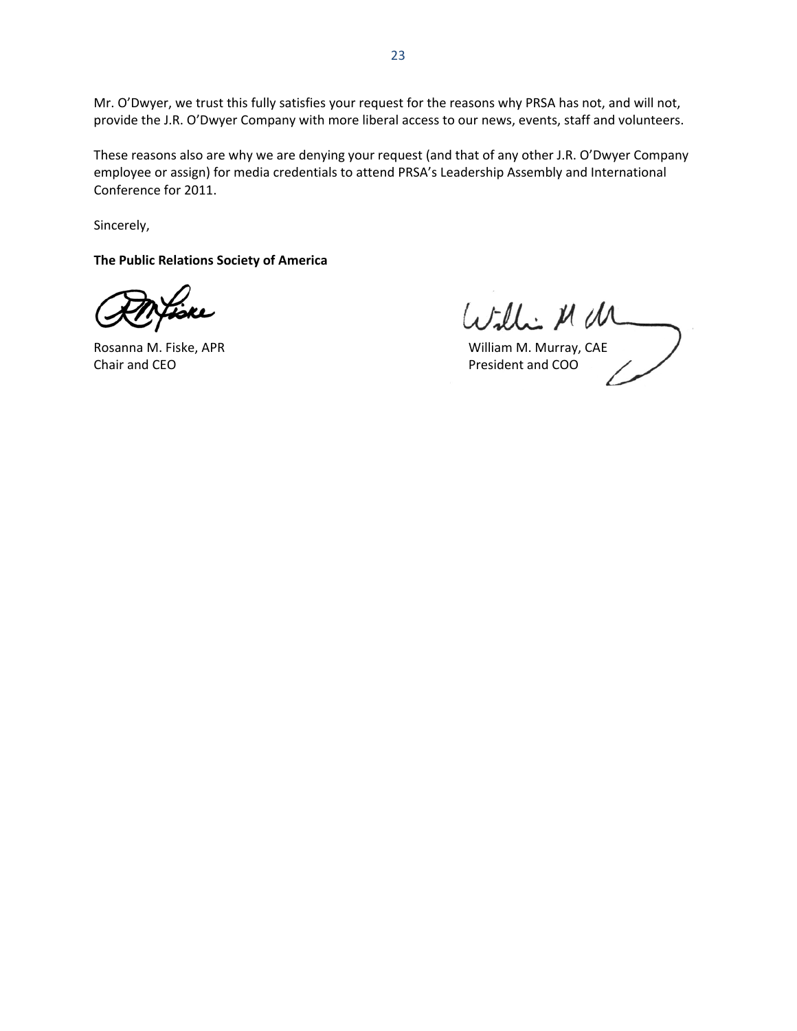Mr. O'Dwyer, we trust this fully satisfies your request for the reasons why PRSA has not, and will not, provide the J.R. O'Dwyer Company with more liberal access to our news, events, staff and volunteers.

These reasons also are why we are denying your request (and that of any other J.R. O'Dwyer Company employee or assign) for media credentials to attend PRSA's Leadership Assembly and International Conference for 2011.

Sincerely,

**The Public Relations Society of America**

Rosanna M. Fiske, APR
Chair and CEO

William M. Murray, CAE
President and COO